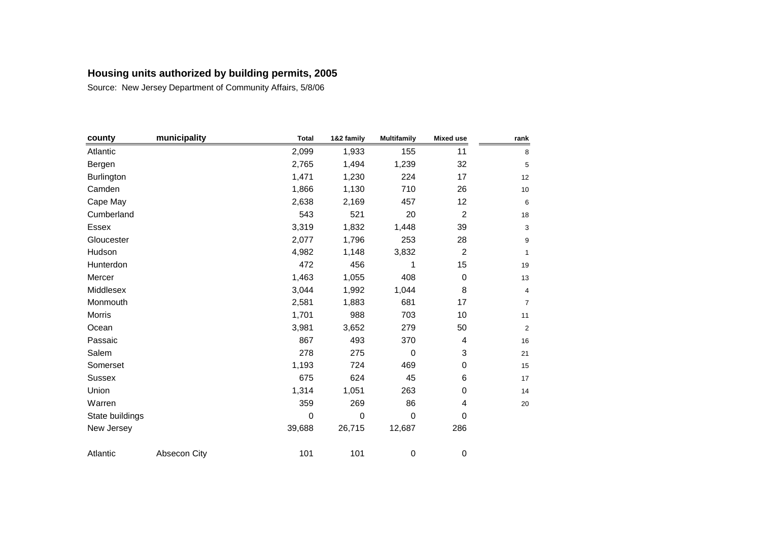# Housing units authorized by building permits, 2005

Source: New Jersey Department of Community Affairs, 5/8/06

| county | municipality | Total | 1&2 family | Multifamily | Mixed use | rank |
|---|---|---|---|---|---|---|
| Atlantic | | 2,099 | 1,933 | 155 | 11 | 8 |
| Bergen | | 2,765 | 1,494 | 1,239 | 32 | 5 |
| Burlington | | 1,471 | 1,230 | 224 | 17 | 12 |
| Camden | | 1,866 | 1,130 | 710 | 26 | 10 |
| Cape May | | 2,638 | 2,169 | 457 | 12 | 6 |
| Cumberland | | 543 | 521 | 20 | 2 | 18 |
| Essex | | 3,319 | 1,832 | 1,448 | 39 | 3 |
| Gloucester | | 2,077 | 1,796 | 253 | 28 | 9 |
| Hudson | | 4,982 | 1,148 | 3,832 | 2 | 1 |
| Hunterdon | | 472 | 456 | 1 | 15 | 19 |
| Mercer | | 1,463 | 1,055 | 408 | 0 | 13 |
| Middlesex | | 3,044 | 1,992 | 1,044 | 8 | 4 |
| Monmouth | | 2,581 | 1,883 | 681 | 17 | 7 |
| Morris | | 1,701 | 988 | 703 | 10 | 11 |
| Ocean | | 3,981 | 3,652 | 279 | 50 | 2 |
| Passaic | | 867 | 493 | 370 | 4 | 16 |
| Salem | | 278 | 275 | 0 | 3 | 21 |
| Somerset | | 1,193 | 724 | 469 | 0 | 15 |
| Sussex | | 675 | 624 | 45 | 6 | 17 |
| Union | | 1,314 | 1,051 | 263 | 0 | 14 |
| Warren | | 359 | 269 | 86 | 4 | 20 |
| State buildings | | 0 | 0 | 0 | 0 | |
| New Jersey | | 39,688 | 26,715 | 12,687 | 286 | |
| | | | | | | |
| Atlantic | Absecon City | 101 | 101 | 0 | 0 | |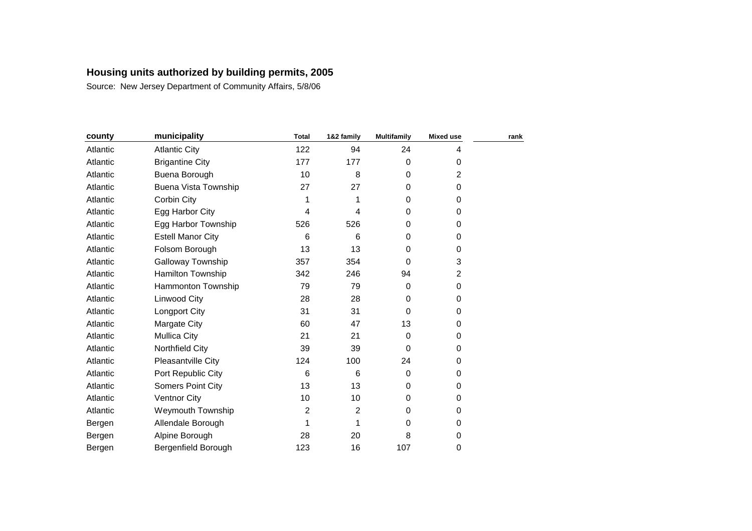**Housing units authorized by building permits, 2005**

Source: New Jersey Department of Community Affairs, 5/8/06

| county | municipality | Total | 1&2 family | Multifamily | Mixed use | rank |
|---|---|---|---|---|---|---|
| Atlantic | Atlantic City | 122 | 94 | 24 | 4 | |
| Atlantic | Brigantine City | 177 | 177 | 0 | 0 | |
| Atlantic | Buena Borough | 10 | 8 | 0 | 2 | |
| Atlantic | Buena Vista Township | 27 | 27 | 0 | 0 | |
| Atlantic | Corbin City | 1 | 1 | 0 | 0 | |
| Atlantic | Egg Harbor City | 4 | 4 | 0 | 0 | |
| Atlantic | Egg Harbor Township | 526 | 526 | 0 | 0 | |
| Atlantic | Estell Manor City | 6 | 6 | 0 | 0 | |
| Atlantic | Folsom Borough | 13 | 13 | 0 | 0 | |
| Atlantic | Galloway Township | 357 | 354 | 0 | 3 | |
| Atlantic | Hamilton Township | 342 | 246 | 94 | 2 | |
| Atlantic | Hammonton Township | 79 | 79 | 0 | 0 | |
| Atlantic | Linwood City | 28 | 28 | 0 | 0 | |
| Atlantic | Longport City | 31 | 31 | 0 | 0 | |
| Atlantic | Margate City | 60 | 47 | 13 | 0 | |
| Atlantic | Mullica City | 21 | 21 | 0 | 0 | |
| Atlantic | Northfield City | 39 | 39 | 0 | 0 | |
| Atlantic | Pleasantville City | 124 | 100 | 24 | 0 | |
| Atlantic | Port Republic City | 6 | 6 | 0 | 0 | |
| Atlantic | Somers Point City | 13 | 13 | 0 | 0 | |
| Atlantic | Ventnor City | 10 | 10 | 0 | 0 | |
| Atlantic | Weymouth Township | 2 | 2 | 0 | 0 | |
| Bergen | Allendale Borough | 1 | 1 | 0 | 0 | |
| Bergen | Alpine Borough | 28 | 20 | 8 | 0 | |
| Bergen | Bergenfield Borough | 123 | 16 | 107 | 0 | |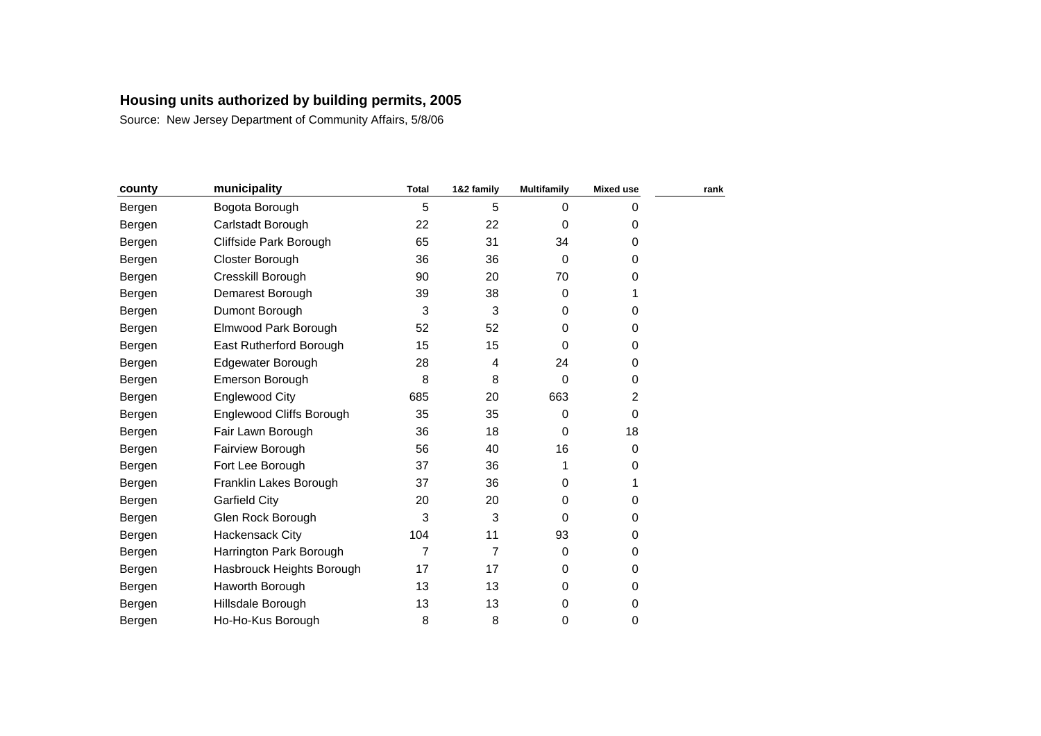**Housing units authorized by building permits, 2005**

Source: New Jersey Department of Community Affairs, 5/8/06

| county | municipality | Total | 1&2 family | Multifamily | Mixed use | rank |
|---|---|---|---|---|---|---|
| Bergen | Bogota Borough | 5 | 5 | 0 | 0 | |
| Bergen | Carlstadt Borough | 22 | 22 | 0 | 0 | |
| Bergen | Cliffside Park Borough | 65 | 31 | 34 | 0 | |
| Bergen | Closter Borough | 36 | 36 | 0 | 0 | |
| Bergen | Cresskill Borough | 90 | 20 | 70 | 0 | |
| Bergen | Demarest Borough | 39 | 38 | 0 | 1 | |
| Bergen | Dumont Borough | 3 | 3 | 0 | 0 | |
| Bergen | Elmwood Park Borough | 52 | 52 | 0 | 0 | |
| Bergen | East Rutherford Borough | 15 | 15 | 0 | 0 | |
| Bergen | Edgewater Borough | 28 | 4 | 24 | 0 | |
| Bergen | Emerson Borough | 8 | 8 | 0 | 0 | |
| Bergen | Englewood City | 685 | 20 | 663 | 2 | |
| Bergen | Englewood Cliffs Borough | 35 | 35 | 0 | 0 | |
| Bergen | Fair Lawn Borough | 36 | 18 | 0 | 18 | |
| Bergen | Fairview Borough | 56 | 40 | 16 | 0 | |
| Bergen | Fort Lee Borough | 37 | 36 | 1 | 0 | |
| Bergen | Franklin Lakes Borough | 37 | 36 | 0 | 1 | |
| Bergen | Garfield City | 20 | 20 | 0 | 0 | |
| Bergen | Glen Rock Borough | 3 | 3 | 0 | 0 | |
| Bergen | Hackensack City | 104 | 11 | 93 | 0 | |
| Bergen | Harrington Park Borough | 7 | 7 | 0 | 0 | |
| Bergen | Hasbrouck Heights Borough | 17 | 17 | 0 | 0 | |
| Bergen | Haworth Borough | 13 | 13 | 0 | 0 | |
| Bergen | Hillsdale Borough | 13 | 13 | 0 | 0 | |
| Bergen | Ho-Ho-Kus Borough | 8 | 8 | 0 | 0 | |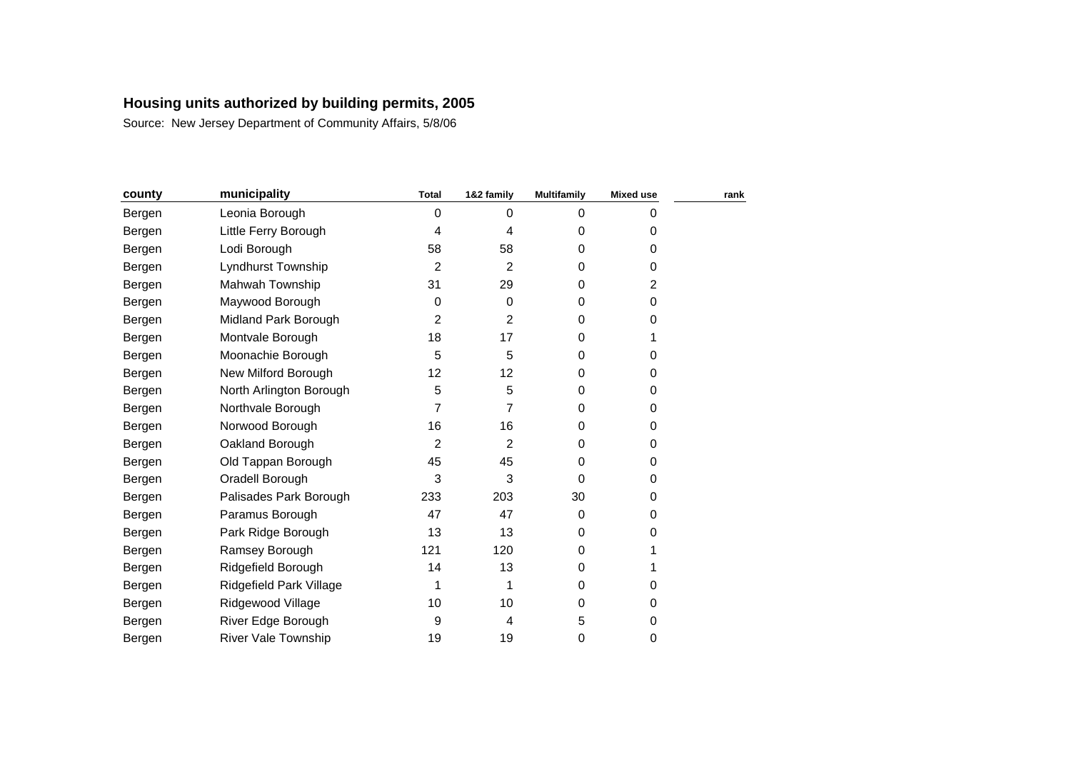## Housing units authorized by building permits, 2005

Source: New Jersey Department of Community Affairs, 5/8/06

| county | municipality | Total | 1&2 family | Multifamily | Mixed use | rank |
|---|---|---|---|---|---|---|
| Bergen | Leonia Borough | 0 | 0 | 0 | 0 | |
| Bergen | Little Ferry Borough | 4 | 4 | 0 | 0 | |
| Bergen | Lodi Borough | 58 | 58 | 0 | 0 | |
| Bergen | Lyndhurst Township | 2 | 2 | 0 | 0 | |
| Bergen | Mahwah Township | 31 | 29 | 0 | 2 | |
| Bergen | Maywood Borough | 0 | 0 | 0 | 0 | |
| Bergen | Midland Park Borough | 2 | 2 | 0 | 0 | |
| Bergen | Montvale Borough | 18 | 17 | 0 | 1 | |
| Bergen | Moonachie Borough | 5 | 5 | 0 | 0 | |
| Bergen | New Milford Borough | 12 | 12 | 0 | 0 | |
| Bergen | North Arlington Borough | 5 | 5 | 0 | 0 | |
| Bergen | Northvale Borough | 7 | 7 | 0 | 0 | |
| Bergen | Norwood Borough | 16 | 16 | 0 | 0 | |
| Bergen | Oakland Borough | 2 | 2 | 0 | 0 | |
| Bergen | Old Tappan Borough | 45 | 45 | 0 | 0 | |
| Bergen | Oradell Borough | 3 | 3 | 0 | 0 | |
| Bergen | Palisades Park Borough | 233 | 203 | 30 | 0 | |
| Bergen | Paramus Borough | 47 | 47 | 0 | 0 | |
| Bergen | Park Ridge Borough | 13 | 13 | 0 | 0 | |
| Bergen | Ramsey Borough | 121 | 120 | 0 | 1 | |
| Bergen | Ridgefield Borough | 14 | 13 | 0 | 1 | |
| Bergen | Ridgefield Park Village | 1 | 1 | 0 | 0 | |
| Bergen | Ridgewood Village | 10 | 10 | 0 | 0 | |
| Bergen | River Edge Borough | 9 | 4 | 5 | 0 | |
| Bergen | River Vale Township | 19 | 19 | 0 | 0 | |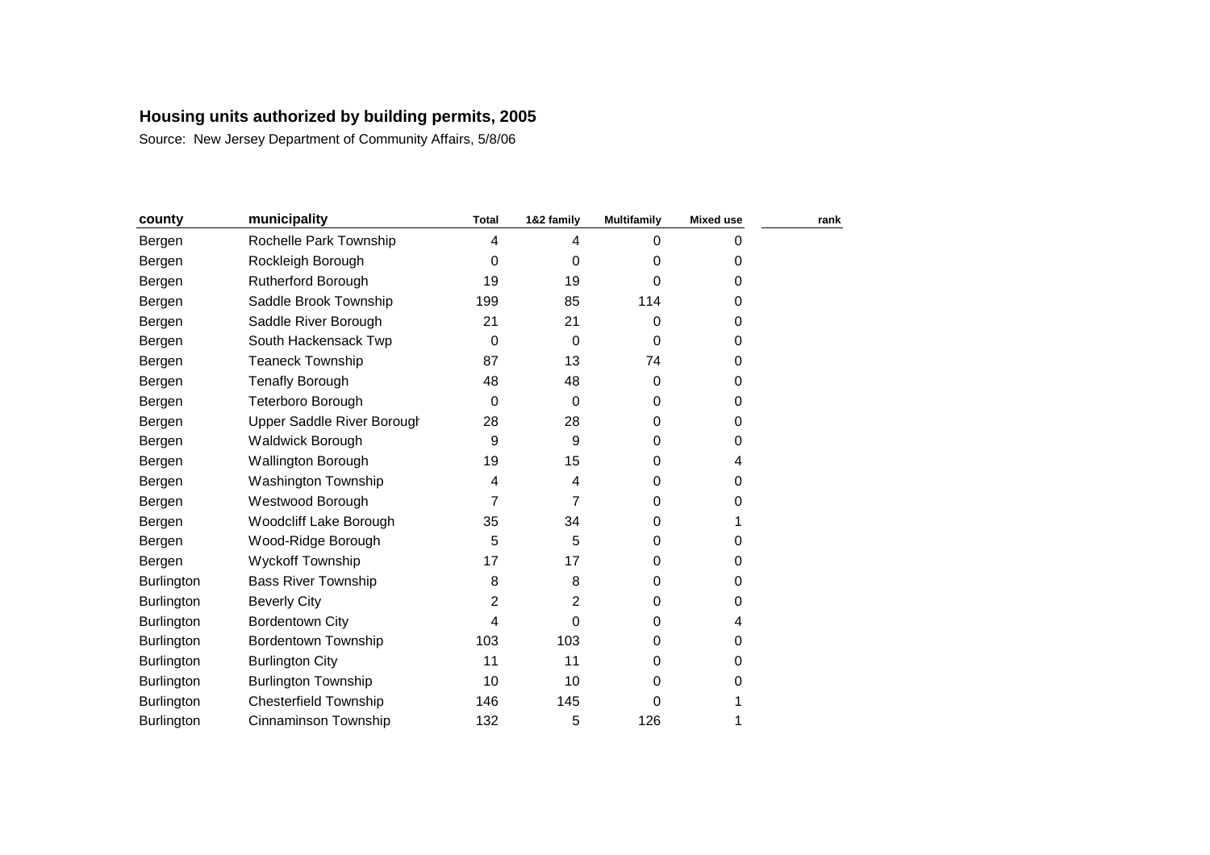# Housing units authorized by building permits, 2005

Source: New Jersey Department of Community Affairs, 5/8/06

| county | municipality | Total | 1&2 family | Multifamily | Mixed use | rank |
|---|---|---|---|---|---|---|
| Bergen | Rochelle Park Township | 4 | 4 | 0 | 0 | |
| Bergen | Rockleigh Borough | 0 | 0 | 0 | 0 | |
| Bergen | Rutherford Borough | 19 | 19 | 0 | 0 | |
| Bergen | Saddle Brook Township | 199 | 85 | 114 | 0 | |
| Bergen | Saddle River Borough | 21 | 21 | 0 | 0 | |
| Bergen | South Hackensack Twp | 0 | 0 | 0 | 0 | |
| Bergen | Teaneck Township | 87 | 13 | 74 | 0 | |
| Bergen | Tenafly Borough | 48 | 48 | 0 | 0 | |
| Bergen | Teterboro Borough | 0 | 0 | 0 | 0 | |
| Bergen | Upper Saddle River Borough | 28 | 28 | 0 | 0 | |
| Bergen | Waldwick Borough | 9 | 9 | 0 | 0 | |
| Bergen | Wallington Borough | 19 | 15 | 0 | 4 | |
| Bergen | Washington Township | 4 | 4 | 0 | 0 | |
| Bergen | Westwood Borough | 7 | 7 | 0 | 0 | |
| Bergen | Woodcliff Lake Borough | 35 | 34 | 0 | 1 | |
| Bergen | Wood-Ridge Borough | 5 | 5 | 0 | 0 | |
| Bergen | Wyckoff Township | 17 | 17 | 0 | 0 | |
| Burlington | Bass River Township | 8 | 8 | 0 | 0 | |
| Burlington | Beverly City | 2 | 2 | 0 | 0 | |
| Burlington | Bordentown City | 4 | 0 | 0 | 4 | |
| Burlington | Bordentown Township | 103 | 103 | 0 | 0 | |
| Burlington | Burlington City | 11 | 11 | 0 | 0 | |
| Burlington | Burlington Township | 10 | 10 | 0 | 0 | |
| Burlington | Chesterfield Township | 146 | 145 | 0 | 1 | |
| Burlington | Cinnaminson Township | 132 | 5 | 126 | 1 | |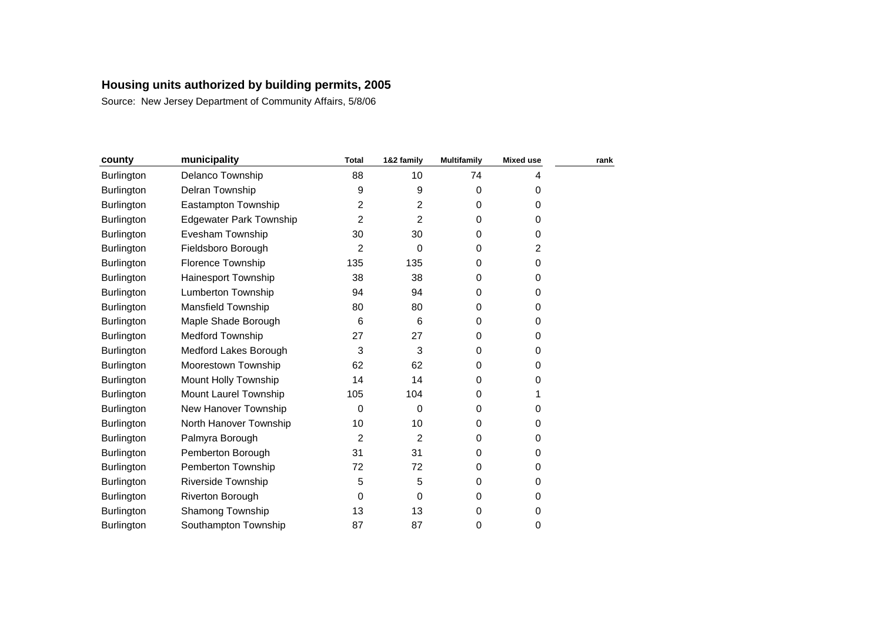## Housing units authorized by building permits, 2005

Source: New Jersey Department of Community Affairs, 5/8/06

| county | municipality | Total | 1&2 family | Multifamily | Mixed use | rank |
|---|---|---|---|---|---|---|
| Burlington | Delanco Township | 88 | 10 | 74 | 4 | |
| Burlington | Delran Township | 9 | 9 | 0 | 0 | |
| Burlington | Eastampton Township | 2 | 2 | 0 | 0 | |
| Burlington | Edgewater Park Township | 2 | 2 | 0 | 0 | |
| Burlington | Evesham Township | 30 | 30 | 0 | 0 | |
| Burlington | Fieldsboro Borough | 2 | 0 | 0 | 2 | |
| Burlington | Florence Township | 135 | 135 | 0 | 0 | |
| Burlington | Hainesport Township | 38 | 38 | 0 | 0 | |
| Burlington | Lumberton Township | 94 | 94 | 0 | 0 | |
| Burlington | Mansfield Township | 80 | 80 | 0 | 0 | |
| Burlington | Maple Shade Borough | 6 | 6 | 0 | 0 | |
| Burlington | Medford Township | 27 | 27 | 0 | 0 | |
| Burlington | Medford Lakes Borough | 3 | 3 | 0 | 0 | |
| Burlington | Moorestown Township | 62 | 62 | 0 | 0 | |
| Burlington | Mount Holly Township | 14 | 14 | 0 | 0 | |
| Burlington | Mount Laurel Township | 105 | 104 | 0 | 1 | |
| Burlington | New Hanover Township | 0 | 0 | 0 | 0 | |
| Burlington | North Hanover Township | 10 | 10 | 0 | 0 | |
| Burlington | Palmyra Borough | 2 | 2 | 0 | 0 | |
| Burlington | Pemberton Borough | 31 | 31 | 0 | 0 | |
| Burlington | Pemberton Township | 72 | 72 | 0 | 0 | |
| Burlington | Riverside Township | 5 | 5 | 0 | 0 | |
| Burlington | Riverton Borough | 0 | 0 | 0 | 0 | |
| Burlington | Shamong Township | 13 | 13 | 0 | 0 | |
| Burlington | Southampton Township | 87 | 87 | 0 | 0 | |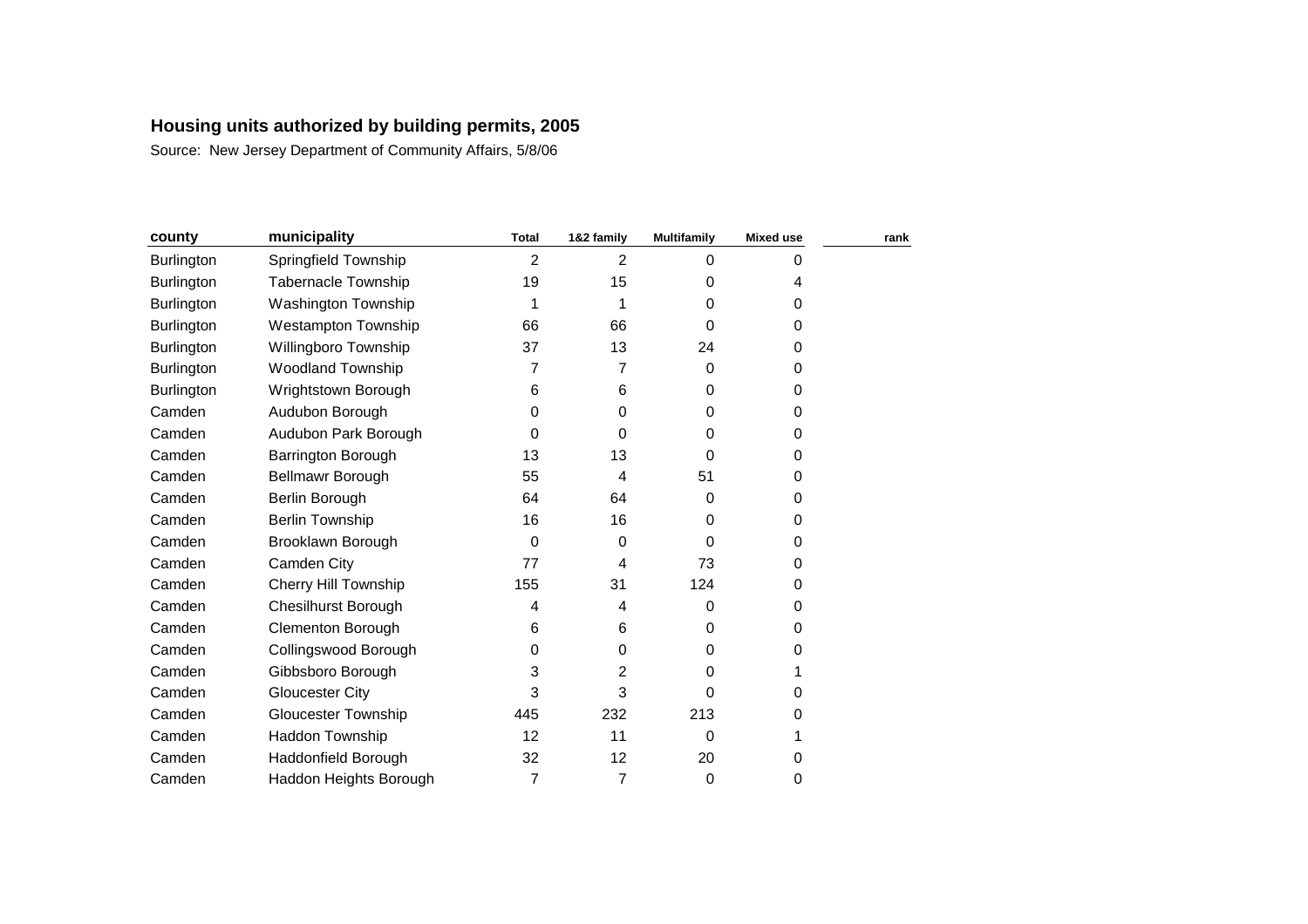**Housing units authorized by building permits, 2005**

Source: New Jersey Department of Community Affairs, 5/8/06

| county | municipality | Total | 1&2 family | Multifamily | Mixed use | rank |
|---|---|---|---|---|---|---|
| Burlington | Springfield Township | 2 | 2 | 0 | 0 | |
| Burlington | Tabernacle Township | 19 | 15 | 0 | 4 | |
| Burlington | Washington Township | 1 | 1 | 0 | 0 | |
| Burlington | Westampton Township | 66 | 66 | 0 | 0 | |
| Burlington | Willingboro Township | 37 | 13 | 24 | 0 | |
| Burlington | Woodland Township | 7 | 7 | 0 | 0 | |
| Burlington | Wrightstown Borough | 6 | 6 | 0 | 0 | |
| Camden | Audubon Borough | 0 | 0 | 0 | 0 | |
| Camden | Audubon Park Borough | 0 | 0 | 0 | 0 | |
| Camden | Barrington Borough | 13 | 13 | 0 | 0 | |
| Camden | Bellmawr Borough | 55 | 4 | 51 | 0 | |
| Camden | Berlin Borough | 64 | 64 | 0 | 0 | |
| Camden | Berlin Township | 16 | 16 | 0 | 0 | |
| Camden | Brooklawn Borough | 0 | 0 | 0 | 0 | |
| Camden | Camden City | 77 | 4 | 73 | 0 | |
| Camden | Cherry Hill Township | 155 | 31 | 124 | 0 | |
| Camden | Chesilhurst Borough | 4 | 4 | 0 | 0 | |
| Camden | Clementon Borough | 6 | 6 | 0 | 0 | |
| Camden | Collingswood Borough | 0 | 0 | 0 | 0 | |
| Camden | Gibbsboro Borough | 3 | 2 | 0 | 1 | |
| Camden | Gloucester City | 3 | 3 | 0 | 0 | |
| Camden | Gloucester Township | 445 | 232 | 213 | 0 | |
| Camden | Haddon Township | 12 | 11 | 0 | 1 | |
| Camden | Haddonfield Borough | 32 | 12 | 20 | 0 | |
| Camden | Haddon Heights Borough | 7 | 7 | 0 | 0 | |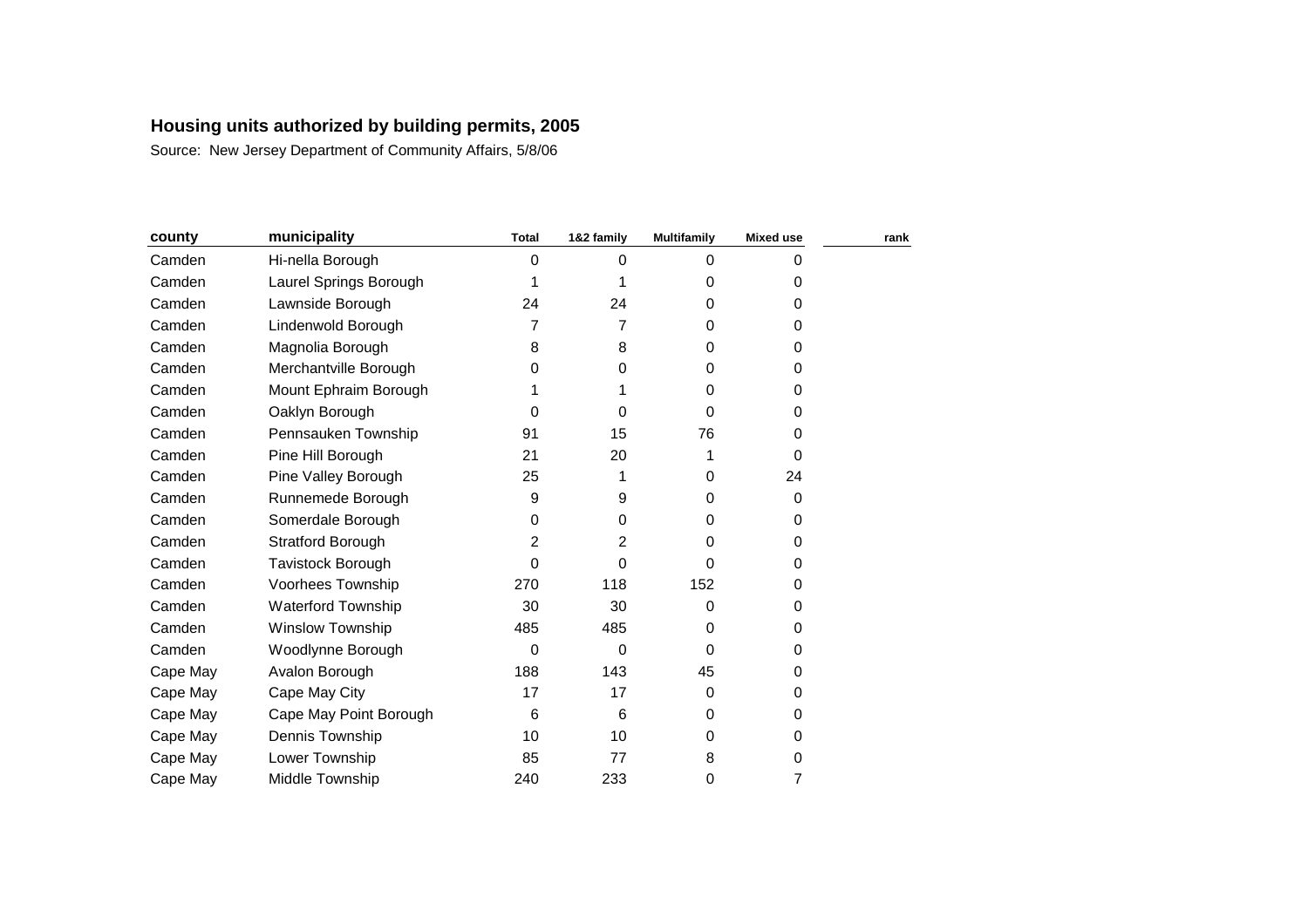## Housing units authorized by building permits, 2005

Source: New Jersey Department of Community Affairs, 5/8/06

| county | municipality | Total | 1&2 family | Multifamily | Mixed use | rank |
|---|---|---|---|---|---|---|
| Camden | Hi-nella Borough | 0 | 0 | 0 | 0 | |
| Camden | Laurel Springs Borough | 1 | 1 | 0 | 0 | |
| Camden | Lawnside Borough | 24 | 24 | 0 | 0 | |
| Camden | Lindenwold Borough | 7 | 7 | 0 | 0 | |
| Camden | Magnolia Borough | 8 | 8 | 0 | 0 | |
| Camden | Merchantville Borough | 0 | 0 | 0 | 0 | |
| Camden | Mount Ephraim Borough | 1 | 1 | 0 | 0 | |
| Camden | Oaklyn Borough | 0 | 0 | 0 | 0 | |
| Camden | Pennsauken Township | 91 | 15 | 76 | 0 | |
| Camden | Pine Hill Borough | 21 | 20 | 1 | 0 | |
| Camden | Pine Valley Borough | 25 | 1 | 0 | 24 | |
| Camden | Runnemede Borough | 9 | 9 | 0 | 0 | |
| Camden | Somerdale Borough | 0 | 0 | 0 | 0 | |
| Camden | Stratford Borough | 2 | 2 | 0 | 0 | |
| Camden | Tavistock Borough | 0 | 0 | 0 | 0 | |
| Camden | Voorhees Township | 270 | 118 | 152 | 0 | |
| Camden | Waterford Township | 30 | 30 | 0 | 0 | |
| Camden | Winslow Township | 485 | 485 | 0 | 0 | |
| Camden | Woodlynne Borough | 0 | 0 | 0 | 0 | |
| Cape May | Avalon Borough | 188 | 143 | 45 | 0 | |
| Cape May | Cape May City | 17 | 17 | 0 | 0 | |
| Cape May | Cape May Point Borough | 6 | 6 | 0 | 0 | |
| Cape May | Dennis Township | 10 | 10 | 0 | 0 | |
| Cape May | Lower Township | 85 | 77 | 8 | 0 | |
| Cape May | Middle Township | 240 | 233 | 0 | 7 | |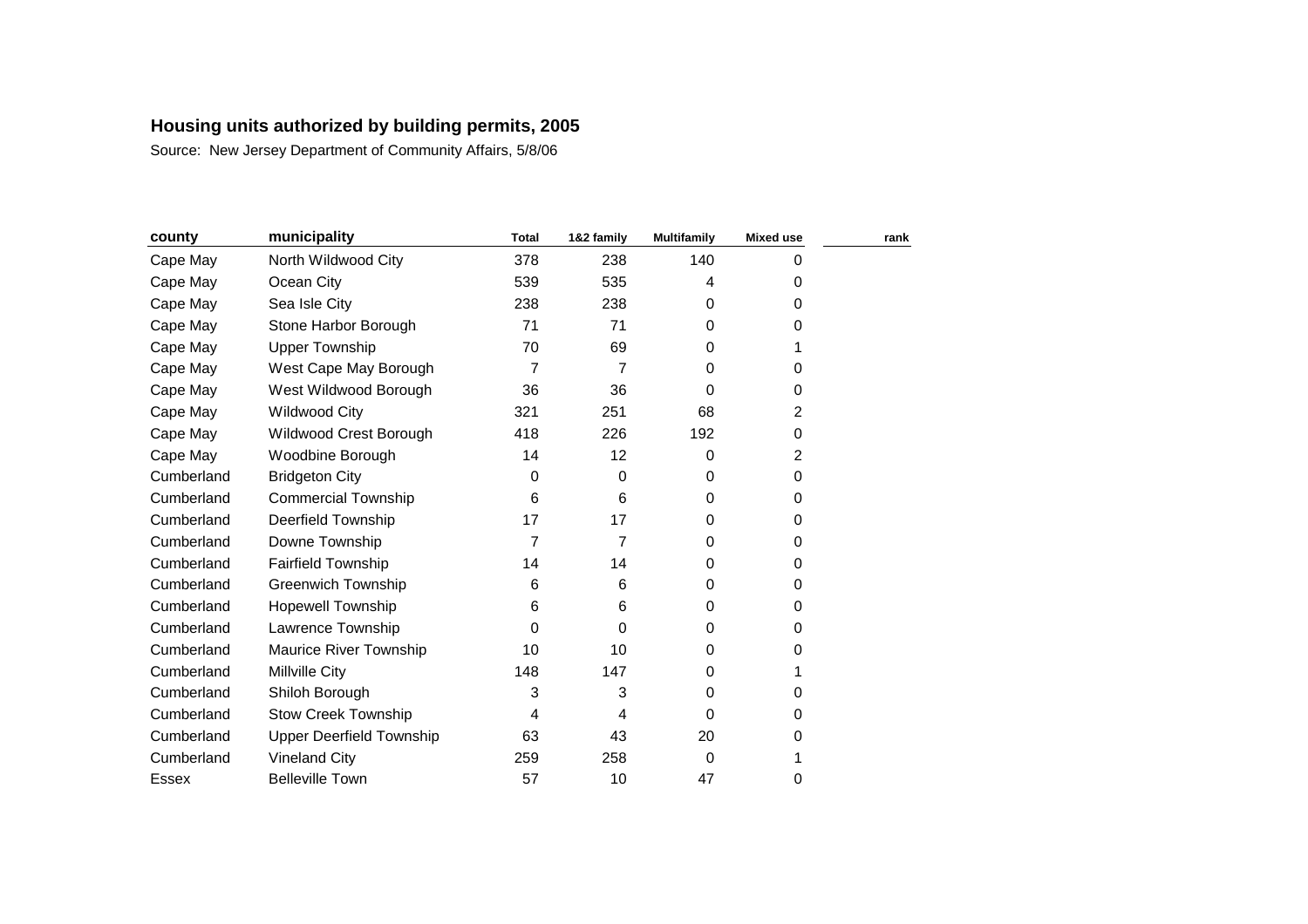## Housing units authorized by building permits, 2005

Source: New Jersey Department of Community Affairs, 5/8/06

| county | municipality | Total | 1&2 family | Multifamily | Mixed use | rank |
|---|---|---|---|---|---|---|
| Cape May | North Wildwood City | 378 | 238 | 140 | 0 | |
| Cape May | Ocean City | 539 | 535 | 4 | 0 | |
| Cape May | Sea Isle City | 238 | 238 | 0 | 0 | |
| Cape May | Stone Harbor Borough | 71 | 71 | 0 | 0 | |
| Cape May | Upper Township | 70 | 69 | 0 | 1 | |
| Cape May | West Cape May Borough | 7 | 7 | 0 | 0 | |
| Cape May | West Wildwood Borough | 36 | 36 | 0 | 0 | |
| Cape May | Wildwood City | 321 | 251 | 68 | 2 | |
| Cape May | Wildwood Crest Borough | 418 | 226 | 192 | 0 | |
| Cape May | Woodbine Borough | 14 | 12 | 0 | 2 | |
| Cumberland | Bridgeton City | 0 | 0 | 0 | 0 | |
| Cumberland | Commercial Township | 6 | 6 | 0 | 0 | |
| Cumberland | Deerfield Township | 17 | 17 | 0 | 0 | |
| Cumberland | Downe Township | 7 | 7 | 0 | 0 | |
| Cumberland | Fairfield Township | 14 | 14 | 0 | 0 | |
| Cumberland | Greenwich Township | 6 | 6 | 0 | 0 | |
| Cumberland | Hopewell Township | 6 | 6 | 0 | 0 | |
| Cumberland | Lawrence Township | 0 | 0 | 0 | 0 | |
| Cumberland | Maurice River Township | 10 | 10 | 0 | 0 | |
| Cumberland | Millville City | 148 | 147 | 0 | 1 | |
| Cumberland | Shiloh Borough | 3 | 3 | 0 | 0 | |
| Cumberland | Stow Creek Township | 4 | 4 | 0 | 0 | |
| Cumberland | Upper Deerfield Township | 63 | 43 | 20 | 0 | |
| Cumberland | Vineland City | 259 | 258 | 0 | 1 | |
| Essex | Belleville Town | 57 | 10 | 47 | 0 | |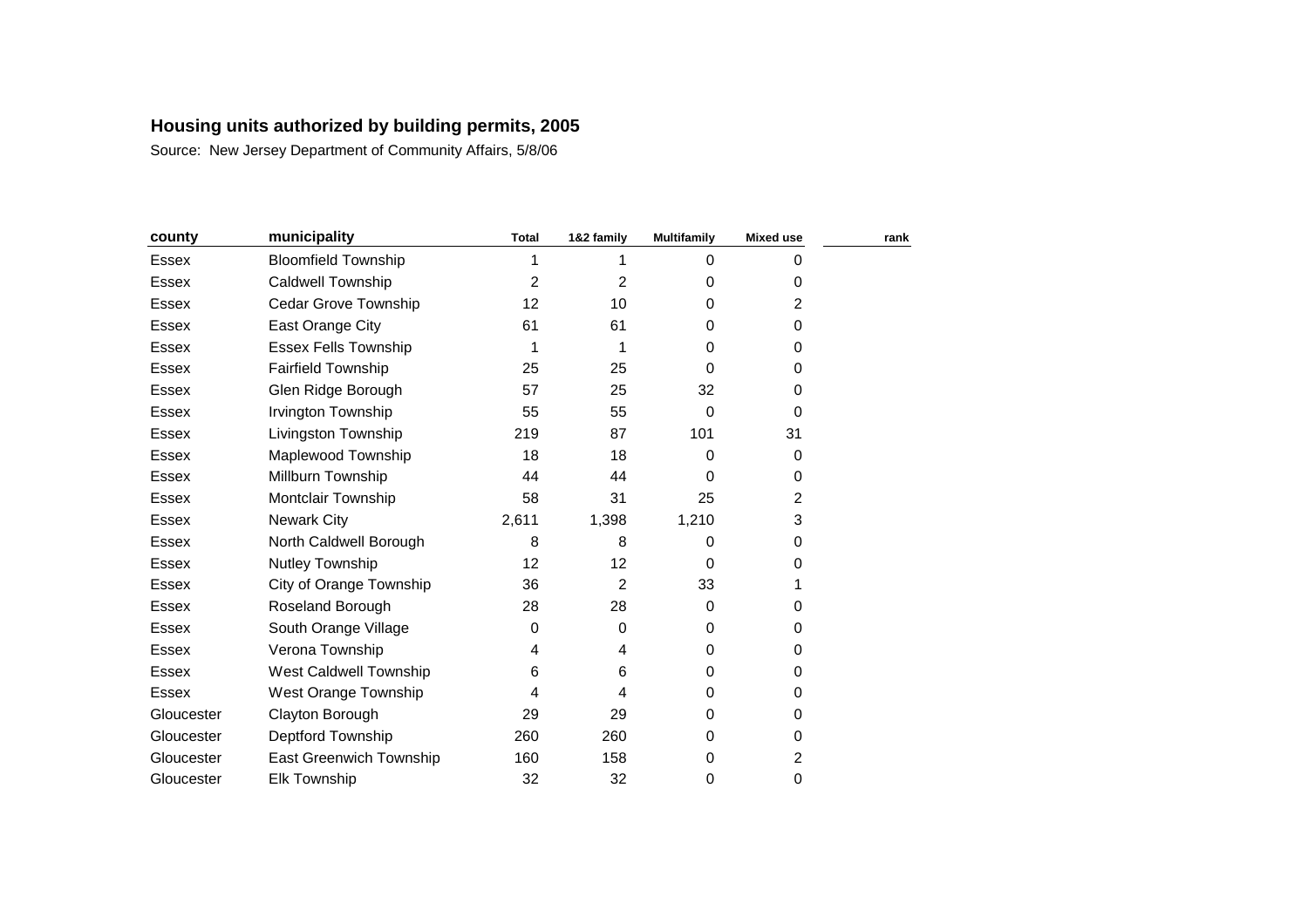# Housing units authorized by building permits, 2005

Source: New Jersey Department of Community Affairs, 5/8/06

| county | municipality | Total | 1&2 family | Multifamily | Mixed use | rank |
|---|---|---|---|---|---|---|
| Essex | Bloomfield Township | 1 | 1 | 0 | 0 | |
| Essex | Caldwell Township | 2 | 2 | 0 | 0 | |
| Essex | Cedar Grove Township | 12 | 10 | 0 | 2 | |
| Essex | East Orange City | 61 | 61 | 0 | 0 | |
| Essex | Essex Fells Township | 1 | 1 | 0 | 0 | |
| Essex | Fairfield Township | 25 | 25 | 0 | 0 | |
| Essex | Glen Ridge Borough | 57 | 25 | 32 | 0 | |
| Essex | Irvington Township | 55 | 55 | 0 | 0 | |
| Essex | Livingston Township | 219 | 87 | 101 | 31 | |
| Essex | Maplewood Township | 18 | 18 | 0 | 0 | |
| Essex | Millburn Township | 44 | 44 | 0 | 0 | |
| Essex | Montclair Township | 58 | 31 | 25 | 2 | |
| Essex | Newark City | 2,611 | 1,398 | 1,210 | 3 | |
| Essex | North Caldwell Borough | 8 | 8 | 0 | 0 | |
| Essex | Nutley Township | 12 | 12 | 0 | 0 | |
| Essex | City of Orange Township | 36 | 2 | 33 | 1 | |
| Essex | Roseland Borough | 28 | 28 | 0 | 0 | |
| Essex | South Orange Village | 0 | 0 | 0 | 0 | |
| Essex | Verona Township | 4 | 4 | 0 | 0 | |
| Essex | West Caldwell Township | 6 | 6 | 0 | 0 | |
| Essex | West Orange Township | 4 | 4 | 0 | 0 | |
| Gloucester | Clayton Borough | 29 | 29 | 0 | 0 | |
| Gloucester | Deptford Township | 260 | 260 | 0 | 0 | |
| Gloucester | East Greenwich Township | 160 | 158 | 0 | 2 | |
| Gloucester | Elk Township | 32 | 32 | 0 | 0 | |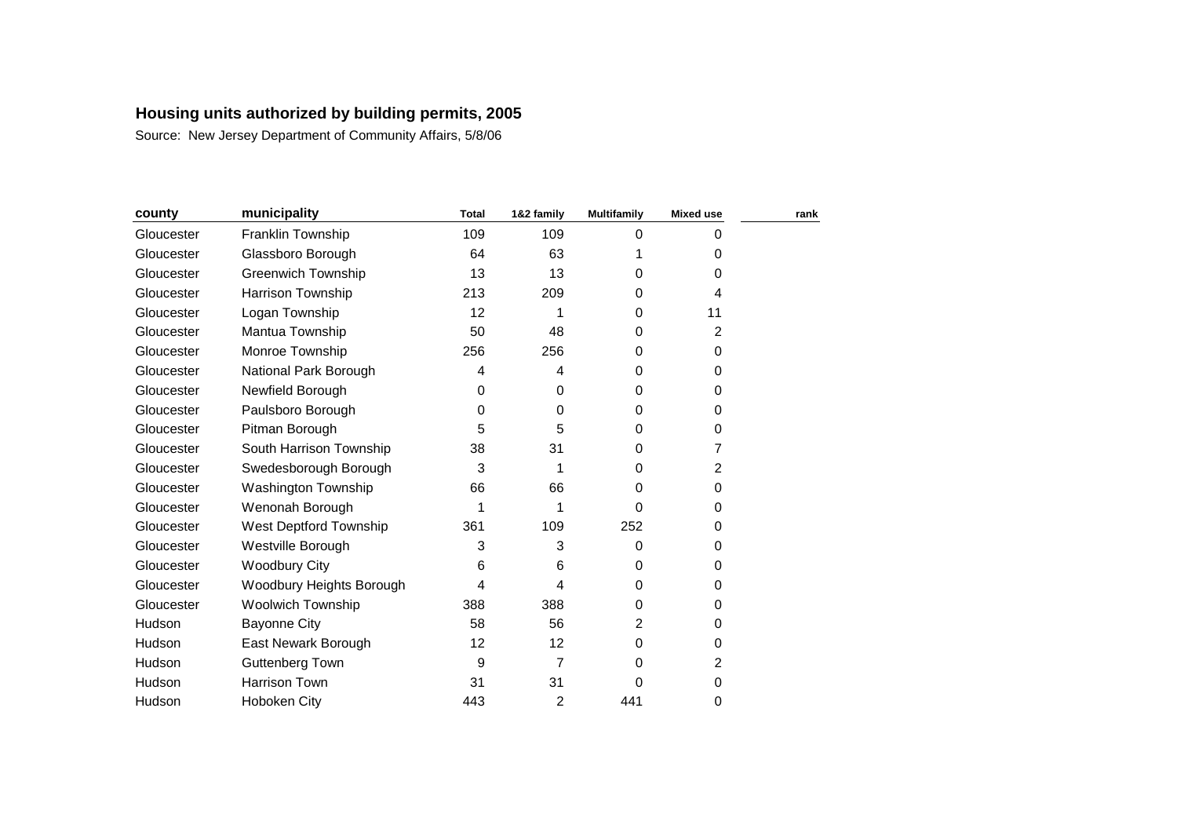**Housing units authorized by building permits, 2005**

Source: New Jersey Department of Community Affairs, 5/8/06

| county | municipality | Total | 1&2 family | Multifamily | Mixed use | rank |
|---|---|---|---|---|---|---|
| Gloucester | Franklin Township | 109 | 109 | 0 | 0 | |
| Gloucester | Glassboro Borough | 64 | 63 | 1 | 0 | |
| Gloucester | Greenwich Township | 13 | 13 | 0 | 0 | |
| Gloucester | Harrison Township | 213 | 209 | 0 | 4 | |
| Gloucester | Logan Township | 12 | 1 | 0 | 11 | |
| Gloucester | Mantua Township | 50 | 48 | 0 | 2 | |
| Gloucester | Monroe Township | 256 | 256 | 0 | 0 | |
| Gloucester | National Park Borough | 4 | 4 | 0 | 0 | |
| Gloucester | Newfield Borough | 0 | 0 | 0 | 0 | |
| Gloucester | Paulsboro Borough | 0 | 0 | 0 | 0 | |
| Gloucester | Pitman Borough | 5 | 5 | 0 | 0 | |
| Gloucester | South Harrison Township | 38 | 31 | 0 | 7 | |
| Gloucester | Swedesborough Borough | 3 | 1 | 0 | 2 | |
| Gloucester | Washington Township | 66 | 66 | 0 | 0 | |
| Gloucester | Wenonah Borough | 1 | 1 | 0 | 0 | |
| Gloucester | West Deptford Township | 361 | 109 | 252 | 0 | |
| Gloucester | Westville Borough | 3 | 3 | 0 | 0 | |
| Gloucester | Woodbury City | 6 | 6 | 0 | 0 | |
| Gloucester | Woodbury Heights Borough | 4 | 4 | 0 | 0 | |
| Gloucester | Woolwich Township | 388 | 388 | 0 | 0 | |
| Hudson | Bayonne City | 58 | 56 | 2 | 0 | |
| Hudson | East Newark Borough | 12 | 12 | 0 | 0 | |
| Hudson | Guttenberg Town | 9 | 7 | 0 | 2 | |
| Hudson | Harrison Town | 31 | 31 | 0 | 0 | |
| Hudson | Hoboken City | 443 | 2 | 441 | 0 | |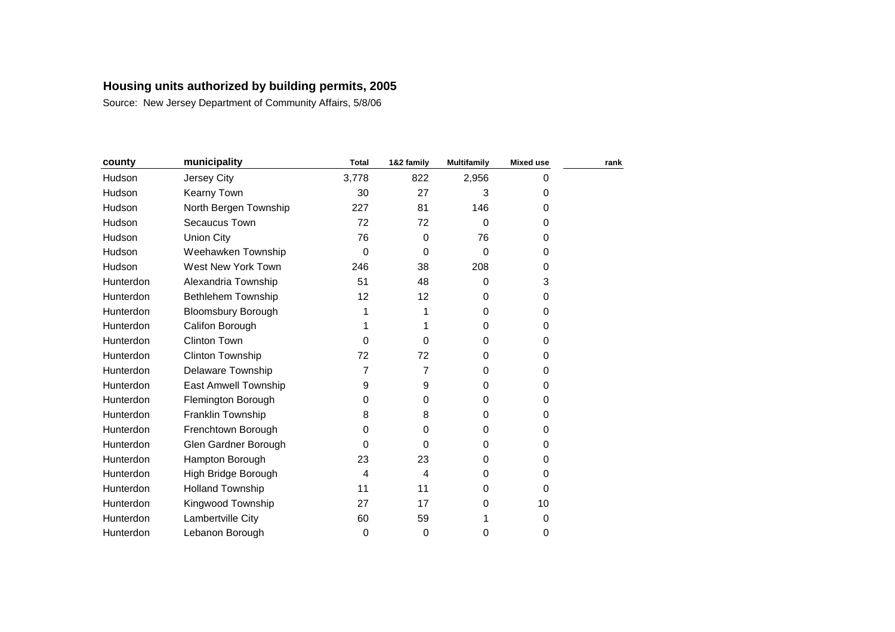## Housing units authorized by building permits, 2005

Source: New Jersey Department of Community Affairs, 5/8/06

| county | municipality | Total | 1&2 family | Multifamily | Mixed use | rank |
|---|---|---|---|---|---|---|
| Hudson | Jersey City | 3,778 | 822 | 2,956 | 0 | |
| Hudson | Kearny Town | 30 | 27 | 3 | 0 | |
| Hudson | North Bergen Township | 227 | 81 | 146 | 0 | |
| Hudson | Secaucus Town | 72 | 72 | 0 | 0 | |
| Hudson | Union City | 76 | 0 | 76 | 0 | |
| Hudson | Weehawken Township | 0 | 0 | 0 | 0 | |
| Hudson | West New York Town | 246 | 38 | 208 | 0 | |
| Hunterdon | Alexandria Township | 51 | 48 | 0 | 3 | |
| Hunterdon | Bethlehem Township | 12 | 12 | 0 | 0 | |
| Hunterdon | Bloomsbury Borough | 1 | 1 | 0 | 0 | |
| Hunterdon | Califon Borough | 1 | 1 | 0 | 0 | |
| Hunterdon | Clinton Town | 0 | 0 | 0 | 0 | |
| Hunterdon | Clinton Township | 72 | 72 | 0 | 0 | |
| Hunterdon | Delaware Township | 7 | 7 | 0 | 0 | |
| Hunterdon | East Amwell Township | 9 | 9 | 0 | 0 | |
| Hunterdon | Flemington Borough | 0 | 0 | 0 | 0 | |
| Hunterdon | Franklin Township | 8 | 8 | 0 | 0 | |
| Hunterdon | Frenchtown Borough | 0 | 0 | 0 | 0 | |
| Hunterdon | Glen Gardner Borough | 0 | 0 | 0 | 0 | |
| Hunterdon | Hampton Borough | 23 | 23 | 0 | 0 | |
| Hunterdon | High Bridge Borough | 4 | 4 | 0 | 0 | |
| Hunterdon | Holland Township | 11 | 11 | 0 | 0 | |
| Hunterdon | Kingwood Township | 27 | 17 | 0 | 10 | |
| Hunterdon | Lambertville City | 60 | 59 | 1 | 0 | |
| Hunterdon | Lebanon Borough | 0 | 0 | 0 | 0 | |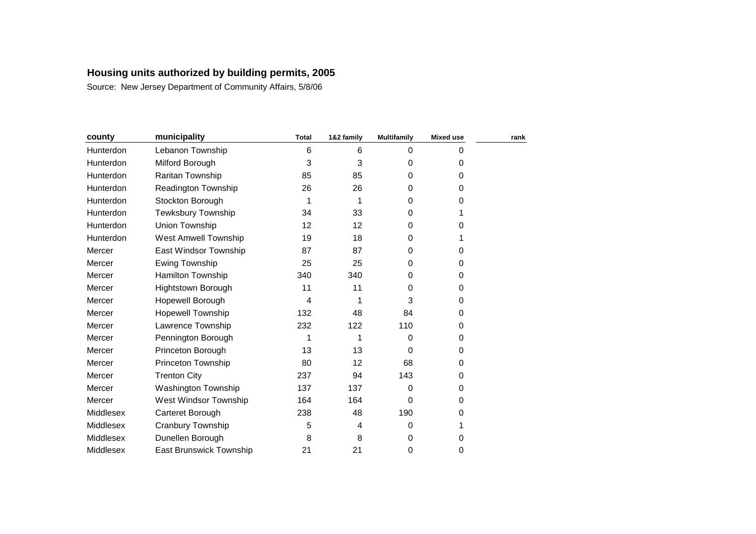**Housing units authorized by building permits, 2005**

Source: New Jersey Department of Community Affairs, 5/8/06

| county | municipality | Total | 1&2 family | Multifamily | Mixed use | rank |
|---|---|---|---|---|---|---|
| Hunterdon | Lebanon Township | 6 | 6 | 0 | 0 | |
| Hunterdon | Milford Borough | 3 | 3 | 0 | 0 | |
| Hunterdon | Raritan Township | 85 | 85 | 0 | 0 | |
| Hunterdon | Readington Township | 26 | 26 | 0 | 0 | |
| Hunterdon | Stockton Borough | 1 | 1 | 0 | 0 | |
| Hunterdon | Tewksbury Township | 34 | 33 | 0 | 1 | |
| Hunterdon | Union Township | 12 | 12 | 0 | 0 | |
| Hunterdon | West Amwell Township | 19 | 18 | 0 | 1 | |
| Mercer | East Windsor Township | 87 | 87 | 0 | 0 | |
| Mercer | Ewing Township | 25 | 25 | 0 | 0 | |
| Mercer | Hamilton Township | 340 | 340 | 0 | 0 | |
| Mercer | Hightstown Borough | 11 | 11 | 0 | 0 | |
| Mercer | Hopewell Borough | 4 | 1 | 3 | 0 | |
| Mercer | Hopewell Township | 132 | 48 | 84 | 0 | |
| Mercer | Lawrence Township | 232 | 122 | 110 | 0 | |
| Mercer | Pennington Borough | 1 | 1 | 0 | 0 | |
| Mercer | Princeton Borough | 13 | 13 | 0 | 0 | |
| Mercer | Princeton Township | 80 | 12 | 68 | 0 | |
| Mercer | Trenton City | 237 | 94 | 143 | 0 | |
| Mercer | Washington Township | 137 | 137 | 0 | 0 | |
| Mercer | West Windsor Township | 164 | 164 | 0 | 0 | |
| Middlesex | Carteret Borough | 238 | 48 | 190 | 0 | |
| Middlesex | Cranbury Township | 5 | 4 | 0 | 1 | |
| Middlesex | Dunellen Borough | 8 | 8 | 0 | 0 | |
| Middlesex | East Brunswick Township | 21 | 21 | 0 | 0 | |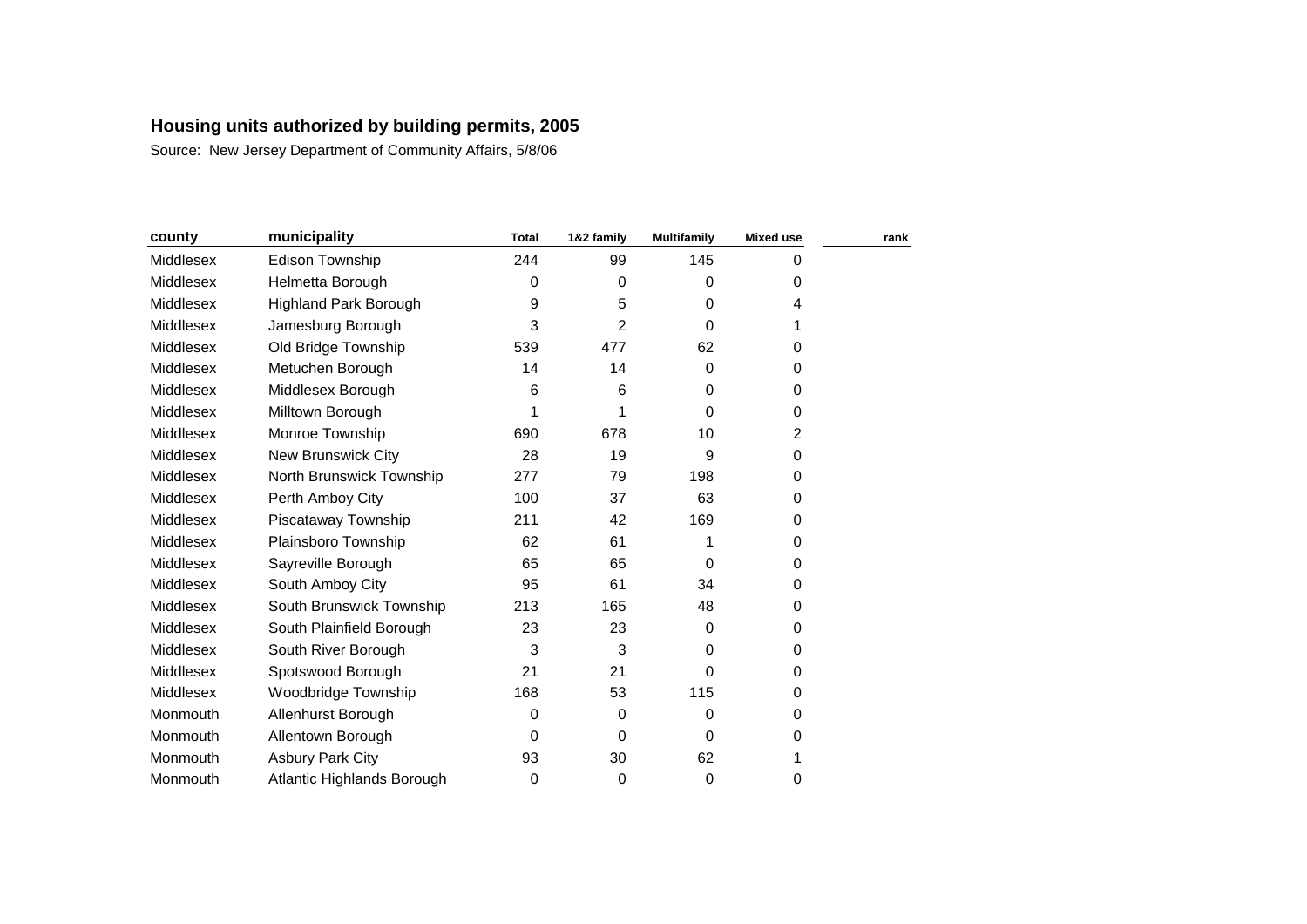## Housing units authorized by building permits, 2005

Source: New Jersey Department of Community Affairs, 5/8/06

| county | municipality | Total | 1&2 family | Multifamily | Mixed use | rank |
|---|---|---|---|---|---|---|
| Middlesex | Edison Township | 244 | 99 | 145 | 0 | |
| Middlesex | Helmetta Borough | 0 | 0 | 0 | 0 | |
| Middlesex | Highland Park Borough | 9 | 5 | 0 | 4 | |
| Middlesex | Jamesburg Borough | 3 | 2 | 0 | 1 | |
| Middlesex | Old Bridge Township | 539 | 477 | 62 | 0 | |
| Middlesex | Metuchen Borough | 14 | 14 | 0 | 0 | |
| Middlesex | Middlesex Borough | 6 | 6 | 0 | 0 | |
| Middlesex | Milltown Borough | 1 | 1 | 0 | 0 | |
| Middlesex | Monroe Township | 690 | 678 | 10 | 2 | |
| Middlesex | New Brunswick City | 28 | 19 | 9 | 0 | |
| Middlesex | North Brunswick Township | 277 | 79 | 198 | 0 | |
| Middlesex | Perth Amboy City | 100 | 37 | 63 | 0 | |
| Middlesex | Piscataway Township | 211 | 42 | 169 | 0 | |
| Middlesex | Plainsboro Township | 62 | 61 | 1 | 0 | |
| Middlesex | Sayreville Borough | 65 | 65 | 0 | 0 | |
| Middlesex | South Amboy City | 95 | 61 | 34 | 0 | |
| Middlesex | South Brunswick Township | 213 | 165 | 48 | 0 | |
| Middlesex | South Plainfield Borough | 23 | 23 | 0 | 0 | |
| Middlesex | South River Borough | 3 | 3 | 0 | 0 | |
| Middlesex | Spotswood Borough | 21 | 21 | 0 | 0 | |
| Middlesex | Woodbridge Township | 168 | 53 | 115 | 0 | |
| Monmouth | Allenhurst Borough | 0 | 0 | 0 | 0 | |
| Monmouth | Allentown Borough | 0 | 0 | 0 | 0 | |
| Monmouth | Asbury Park City | 93 | 30 | 62 | 1 | |
| Monmouth | Atlantic Highlands Borough | 0 | 0 | 0 | 0 | |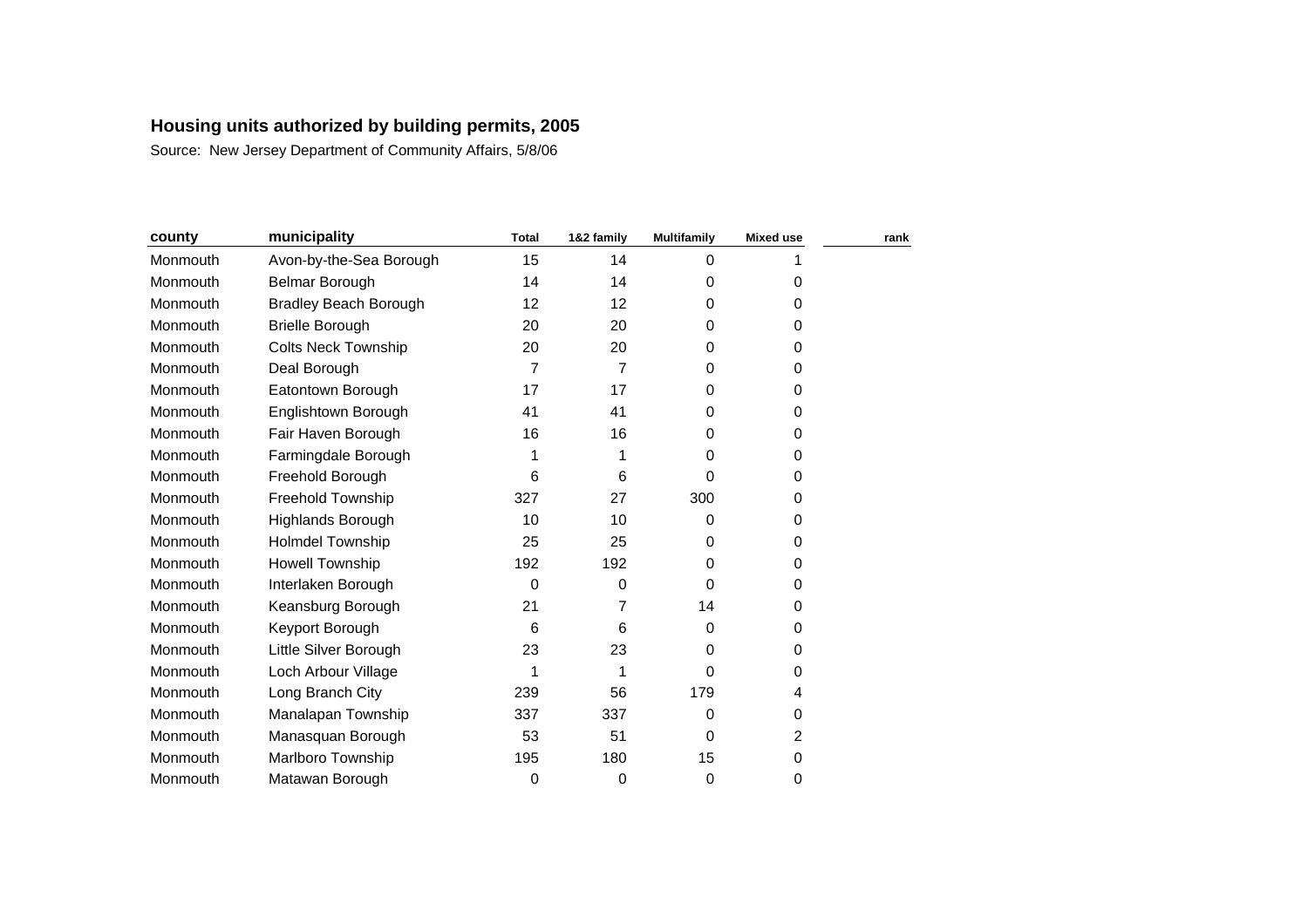# Housing units authorized by building permits, 2005

Source: New Jersey Department of Community Affairs, 5/8/06

| county | municipality | Total | 1&2 family | Multifamily | Mixed use | rank |
|---|---|---|---|---|---|---|
| Monmouth | Avon-by-the-Sea Borough | 15 | 14 | 0 | 1 | |
| Monmouth | Belmar Borough | 14 | 14 | 0 | 0 | |
| Monmouth | Bradley Beach Borough | 12 | 12 | 0 | 0 | |
| Monmouth | Brielle Borough | 20 | 20 | 0 | 0 | |
| Monmouth | Colts Neck Township | 20 | 20 | 0 | 0 | |
| Monmouth | Deal Borough | 7 | 7 | 0 | 0 | |
| Monmouth | Eatontown Borough | 17 | 17 | 0 | 0 | |
| Monmouth | Englishtown Borough | 41 | 41 | 0 | 0 | |
| Monmouth | Fair Haven Borough | 16 | 16 | 0 | 0 | |
| Monmouth | Farmingdale Borough | 1 | 1 | 0 | 0 | |
| Monmouth | Freehold Borough | 6 | 6 | 0 | 0 | |
| Monmouth | Freehold Township | 327 | 27 | 300 | 0 | |
| Monmouth | Highlands Borough | 10 | 10 | 0 | 0 | |
| Monmouth | Holmdel Township | 25 | 25 | 0 | 0 | |
| Monmouth | Howell Township | 192 | 192 | 0 | 0 | |
| Monmouth | Interlaken Borough | 0 | 0 | 0 | 0 | |
| Monmouth | Keansburg Borough | 21 | 7 | 14 | 0 | |
| Monmouth | Keyport Borough | 6 | 6 | 0 | 0 | |
| Monmouth | Little Silver Borough | 23 | 23 | 0 | 0 | |
| Monmouth | Loch Arbour Village | 1 | 1 | 0 | 0 | |
| Monmouth | Long Branch City | 239 | 56 | 179 | 4 | |
| Monmouth | Manalapan Township | 337 | 337 | 0 | 0 | |
| Monmouth | Manasquan Borough | 53 | 51 | 0 | 2 | |
| Monmouth | Marlboro Township | 195 | 180 | 15 | 0 | |
| Monmouth | Matawan Borough | 0 | 0 | 0 | 0 | |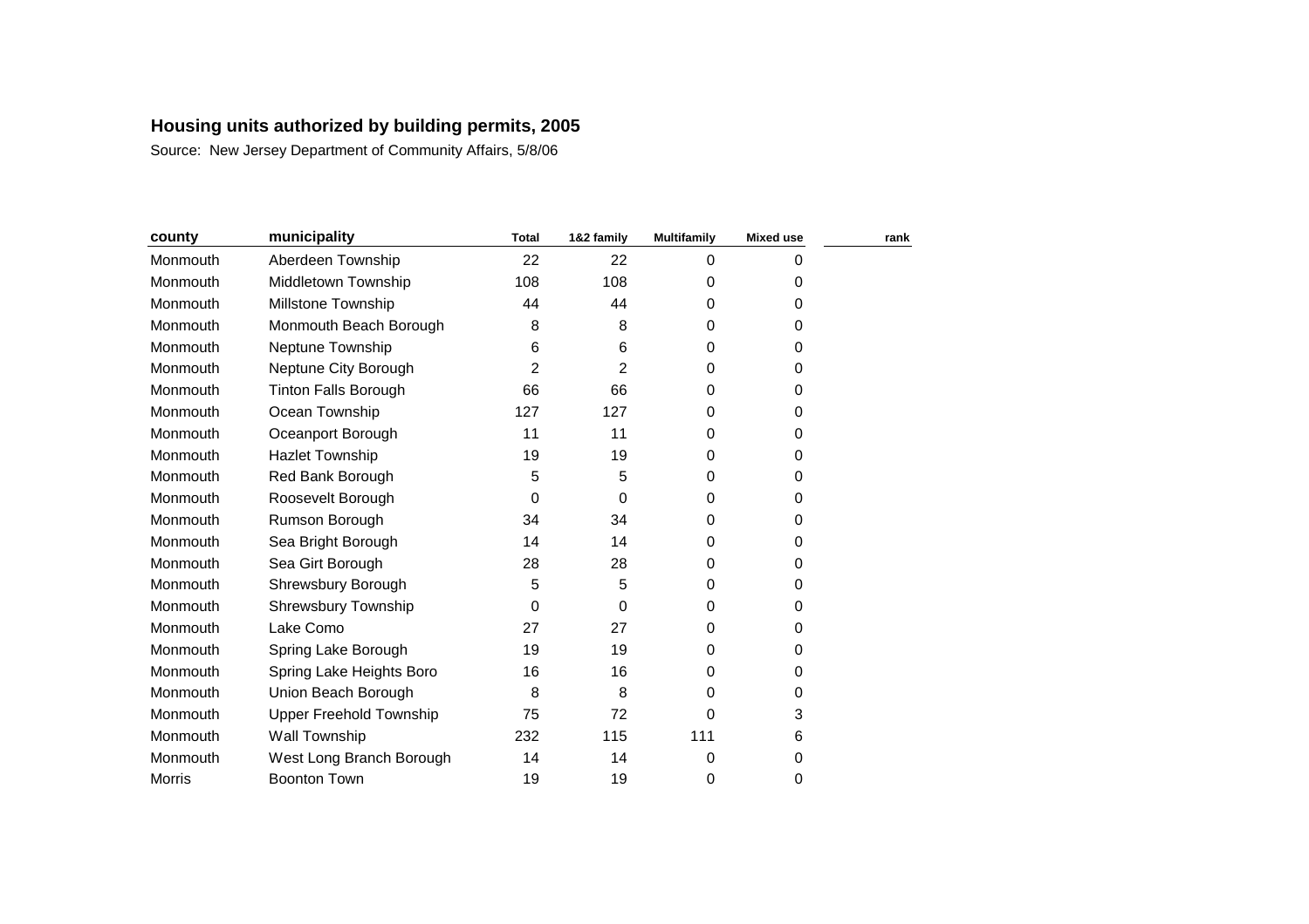## Housing units authorized by building permits, 2005

Source: New Jersey Department of Community Affairs, 5/8/06

| county | municipality | Total | 1&2 family | Multifamily | Mixed use | rank |
|---|---|---|---|---|---|---|
| Monmouth | Aberdeen Township | 22 | 22 | 0 | 0 | |
| Monmouth | Middletown Township | 108 | 108 | 0 | 0 | |
| Monmouth | Millstone Township | 44 | 44 | 0 | 0 | |
| Monmouth | Monmouth Beach Borough | 8 | 8 | 0 | 0 | |
| Monmouth | Neptune Township | 6 | 6 | 0 | 0 | |
| Monmouth | Neptune City Borough | 2 | 2 | 0 | 0 | |
| Monmouth | Tinton Falls Borough | 66 | 66 | 0 | 0 | |
| Monmouth | Ocean Township | 127 | 127 | 0 | 0 | |
| Monmouth | Oceanport Borough | 11 | 11 | 0 | 0 | |
| Monmouth | Hazlet Township | 19 | 19 | 0 | 0 | |
| Monmouth | Red Bank Borough | 5 | 5 | 0 | 0 | |
| Monmouth | Roosevelt Borough | 0 | 0 | 0 | 0 | |
| Monmouth | Rumson Borough | 34 | 34 | 0 | 0 | |
| Monmouth | Sea Bright Borough | 14 | 14 | 0 | 0 | |
| Monmouth | Sea Girt Borough | 28 | 28 | 0 | 0 | |
| Monmouth | Shrewsbury Borough | 5 | 5 | 0 | 0 | |
| Monmouth | Shrewsbury Township | 0 | 0 | 0 | 0 | |
| Monmouth | Lake Como | 27 | 27 | 0 | 0 | |
| Monmouth | Spring Lake Borough | 19 | 19 | 0 | 0 | |
| Monmouth | Spring Lake Heights Boro | 16 | 16 | 0 | 0 | |
| Monmouth | Union Beach Borough | 8 | 8 | 0 | 0 | |
| Monmouth | Upper Freehold Township | 75 | 72 | 0 | 3 | |
| Monmouth | Wall Township | 232 | 115 | 111 | 6 | |
| Monmouth | West Long Branch Borough | 14 | 14 | 0 | 0 | |
| Morris | Boonton Town | 19 | 19 | 0 | 0 | |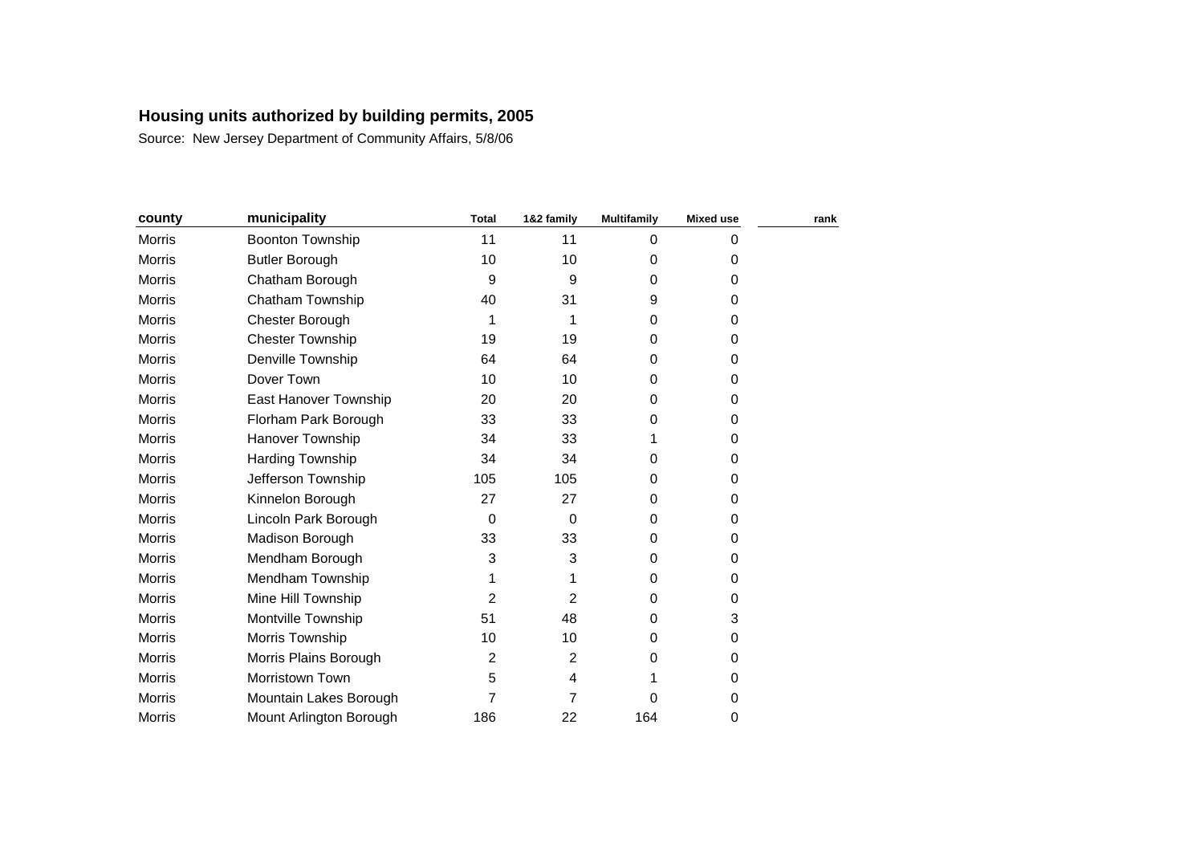## Housing units authorized by building permits, 2005

Source: New Jersey Department of Community Affairs, 5/8/06

| county | municipality | Total | 1&2 family | Multifamily | Mixed use | rank |
|---|---|---|---|---|---|---|
| Morris | Boonton Township | 11 | 11 | 0 | 0 | |
| Morris | Butler Borough | 10 | 10 | 0 | 0 | |
| Morris | Chatham Borough | 9 | 9 | 0 | 0 | |
| Morris | Chatham Township | 40 | 31 | 9 | 0 | |
| Morris | Chester Borough | 1 | 1 | 0 | 0 | |
| Morris | Chester Township | 19 | 19 | 0 | 0 | |
| Morris | Denville Township | 64 | 64 | 0 | 0 | |
| Morris | Dover Town | 10 | 10 | 0 | 0 | |
| Morris | East Hanover Township | 20 | 20 | 0 | 0 | |
| Morris | Florham Park Borough | 33 | 33 | 0 | 0 | |
| Morris | Hanover Township | 34 | 33 | 1 | 0 | |
| Morris | Harding Township | 34 | 34 | 0 | 0 | |
| Morris | Jefferson Township | 105 | 105 | 0 | 0 | |
| Morris | Kinnelon Borough | 27 | 27 | 0 | 0 | |
| Morris | Lincoln Park Borough | 0 | 0 | 0 | 0 | |
| Morris | Madison Borough | 33 | 33 | 0 | 0 | |
| Morris | Mendham Borough | 3 | 3 | 0 | 0 | |
| Morris | Mendham Township | 1 | 1 | 0 | 0 | |
| Morris | Mine Hill Township | 2 | 2 | 0 | 0 | |
| Morris | Montville Township | 51 | 48 | 0 | 3 | |
| Morris | Morris Township | 10 | 10 | 0 | 0 | |
| Morris | Morris Plains Borough | 2 | 2 | 0 | 0 | |
| Morris | Morristown Town | 5 | 4 | 1 | 0 | |
| Morris | Mountain Lakes Borough | 7 | 7 | 0 | 0 | |
| Morris | Mount Arlington Borough | 186 | 22 | 164 | 0 | |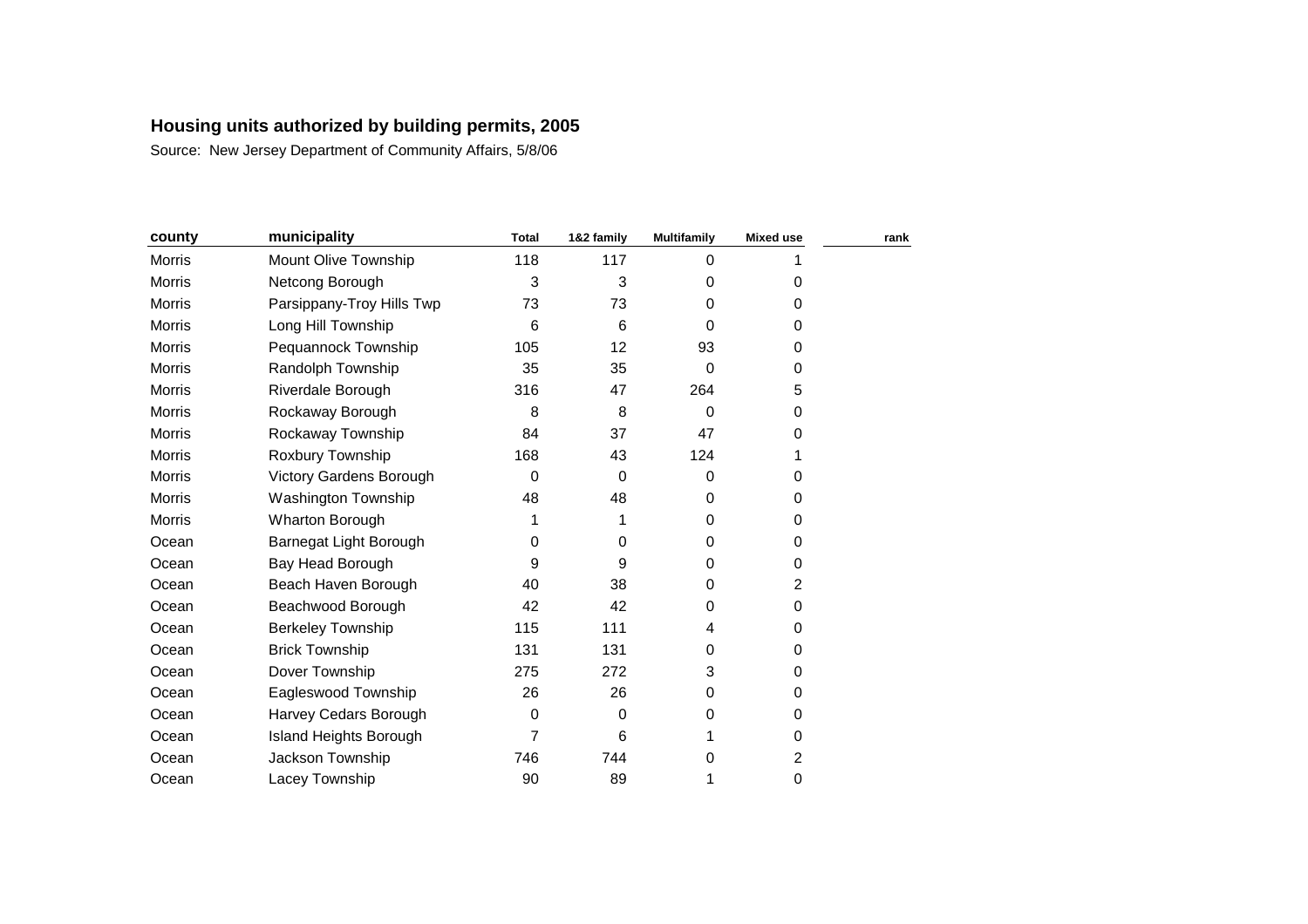# Housing units authorized by building permits, 2005

Source: New Jersey Department of Community Affairs, 5/8/06

| county | municipality | Total | 1&2 family | Multifamily | Mixed use | rank |
|---|---|---|---|---|---|---|
| Morris | Mount Olive Township | 118 | 117 | 0 | 1 | |
| Morris | Netcong Borough | 3 | 3 | 0 | 0 | |
| Morris | Parsippany-Troy Hills Twp | 73 | 73 | 0 | 0 | |
| Morris | Long Hill Township | 6 | 6 | 0 | 0 | |
| Morris | Pequannock Township | 105 | 12 | 93 | 0 | |
| Morris | Randolph Township | 35 | 35 | 0 | 0 | |
| Morris | Riverdale Borough | 316 | 47 | 264 | 5 | |
| Morris | Rockaway Borough | 8 | 8 | 0 | 0 | |
| Morris | Rockaway Township | 84 | 37 | 47 | 0 | |
| Morris | Roxbury Township | 168 | 43 | 124 | 1 | |
| Morris | Victory Gardens Borough | 0 | 0 | 0 | 0 | |
| Morris | Washington Township | 48 | 48 | 0 | 0 | |
| Morris | Wharton Borough | 1 | 1 | 0 | 0 | |
| Ocean | Barnegat Light Borough | 0 | 0 | 0 | 0 | |
| Ocean | Bay Head Borough | 9 | 9 | 0 | 0 | |
| Ocean | Beach Haven Borough | 40 | 38 | 0 | 2 | |
| Ocean | Beachwood Borough | 42 | 42 | 0 | 0 | |
| Ocean | Berkeley Township | 115 | 111 | 4 | 0 | |
| Ocean | Brick Township | 131 | 131 | 0 | 0 | |
| Ocean | Dover Township | 275 | 272 | 3 | 0 | |
| Ocean | Eagleswood Township | 26 | 26 | 0 | 0 | |
| Ocean | Harvey Cedars Borough | 0 | 0 | 0 | 0 | |
| Ocean | Island Heights Borough | 7 | 6 | 1 | 0 | |
| Ocean | Jackson Township | 746 | 744 | 0 | 2 | |
| Ocean | Lacey Township | 90 | 89 | 1 | 0 | |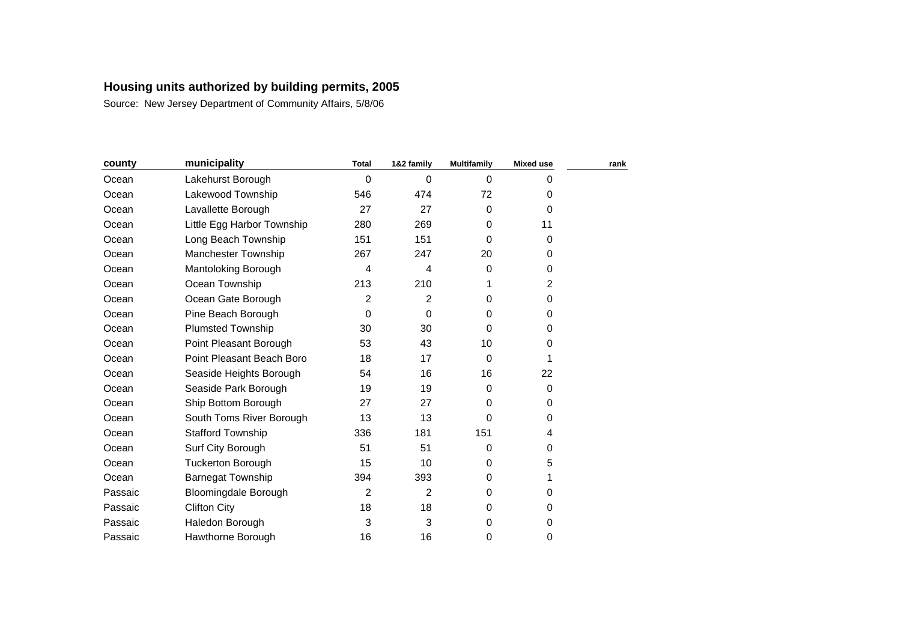**Housing units authorized by building permits, 2005**

Source: New Jersey Department of Community Affairs, 5/8/06

| county | municipality | Total | 1&2 family | Multifamily | Mixed use | rank |
|---|---|---|---|---|---|---|
| Ocean | Lakehurst Borough | 0 | 0 | 0 | 0 | |
| Ocean | Lakewood Township | 546 | 474 | 72 | 0 | |
| Ocean | Lavallette Borough | 27 | 27 | 0 | 0 | |
| Ocean | Little Egg Harbor Township | 280 | 269 | 0 | 11 | |
| Ocean | Long Beach Township | 151 | 151 | 0 | 0 | |
| Ocean | Manchester Township | 267 | 247 | 20 | 0 | |
| Ocean | Mantoloking Borough | 4 | 4 | 0 | 0 | |
| Ocean | Ocean Township | 213 | 210 | 1 | 2 | |
| Ocean | Ocean Gate Borough | 2 | 2 | 0 | 0 | |
| Ocean | Pine Beach Borough | 0 | 0 | 0 | 0 | |
| Ocean | Plumsted Township | 30 | 30 | 0 | 0 | |
| Ocean | Point Pleasant Borough | 53 | 43 | 10 | 0 | |
| Ocean | Point Pleasant Beach Boro | 18 | 17 | 0 | 1 | |
| Ocean | Seaside Heights Borough | 54 | 16 | 16 | 22 | |
| Ocean | Seaside Park Borough | 19 | 19 | 0 | 0 | |
| Ocean | Ship Bottom Borough | 27 | 27 | 0 | 0 | |
| Ocean | South Toms River Borough | 13 | 13 | 0 | 0 | |
| Ocean | Stafford Township | 336 | 181 | 151 | 4 | |
| Ocean | Surf City Borough | 51 | 51 | 0 | 0 | |
| Ocean | Tuckerton Borough | 15 | 10 | 0 | 5 | |
| Ocean | Barnegat Township | 394 | 393 | 0 | 1 | |
| Passaic | Bloomingdale Borough | 2 | 2 | 0 | 0 | |
| Passaic | Clifton City | 18 | 18 | 0 | 0 | |
| Passaic | Haledon Borough | 3 | 3 | 0 | 0 | |
| Passaic | Hawthorne Borough | 16 | 16 | 0 | 0 | |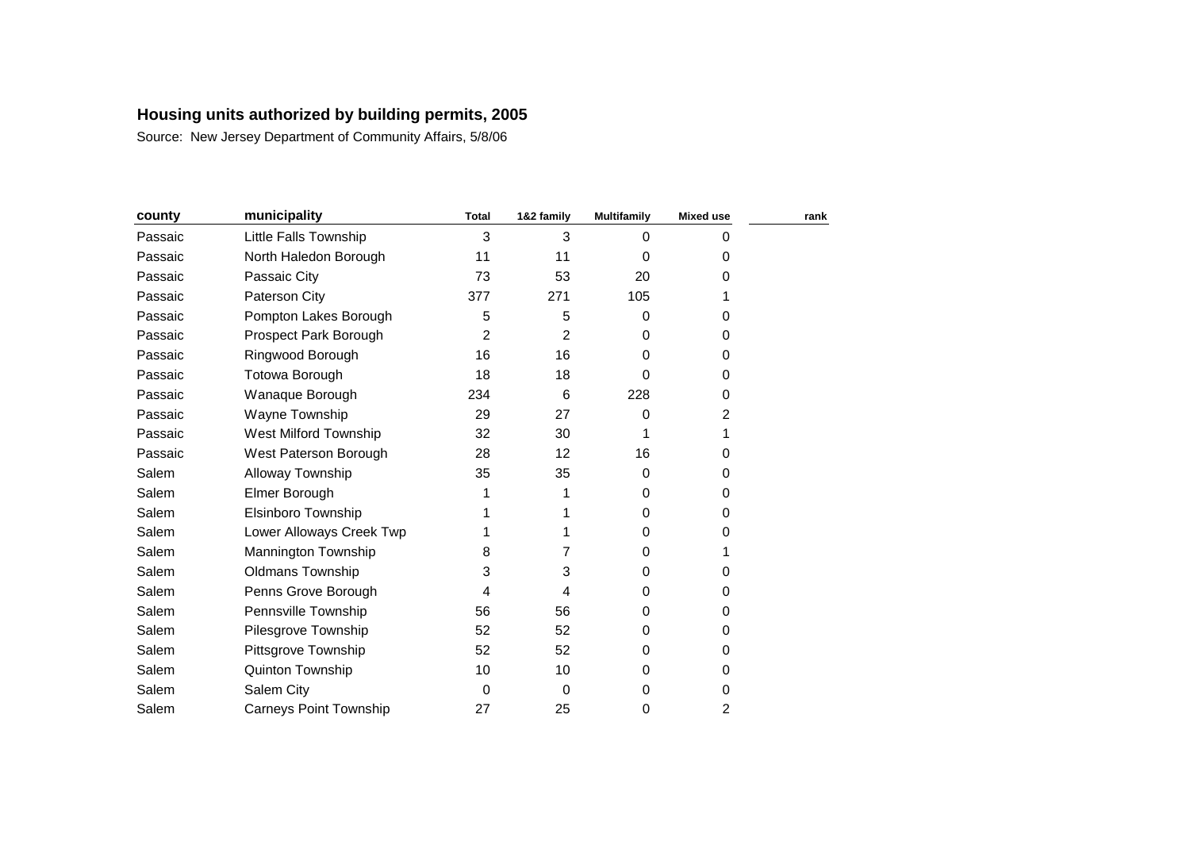## Housing units authorized by building permits, 2005

Source: New Jersey Department of Community Affairs, 5/8/06

| county | municipality | Total | 1&2 family | Multifamily | Mixed use | rank |
|---|---|---|---|---|---|---|
| Passaic | Little Falls Township | 3 | 3 | 0 | 0 | |
| Passaic | North Haledon Borough | 11 | 11 | 0 | 0 | |
| Passaic | Passaic City | 73 | 53 | 20 | 0 | |
| Passaic | Paterson City | 377 | 271 | 105 | 1 | |
| Passaic | Pompton Lakes Borough | 5 | 5 | 0 | 0 | |
| Passaic | Prospect Park Borough | 2 | 2 | 0 | 0 | |
| Passaic | Ringwood Borough | 16 | 16 | 0 | 0 | |
| Passaic | Totowa Borough | 18 | 18 | 0 | 0 | |
| Passaic | Wanaque Borough | 234 | 6 | 228 | 0 | |
| Passaic | Wayne Township | 29 | 27 | 0 | 2 | |
| Passaic | West Milford Township | 32 | 30 | 1 | 1 | |
| Passaic | West Paterson Borough | 28 | 12 | 16 | 0 | |
| Salem | Alloway Township | 35 | 35 | 0 | 0 | |
| Salem | Elmer Borough | 1 | 1 | 0 | 0 | |
| Salem | Elsinboro Township | 1 | 1 | 0 | 0 | |
| Salem | Lower Alloways Creek Twp | 1 | 1 | 0 | 0 | |
| Salem | Mannington Township | 8 | 7 | 0 | 1 | |
| Salem | Oldmans Township | 3 | 3 | 0 | 0 | |
| Salem | Penns Grove Borough | 4 | 4 | 0 | 0 | |
| Salem | Pennsville Township | 56 | 56 | 0 | 0 | |
| Salem | Pilesgrove Township | 52 | 52 | 0 | 0 | |
| Salem | Pittsgrove Township | 52 | 52 | 0 | 0 | |
| Salem | Quinton Township | 10 | 10 | 0 | 0 | |
| Salem | Salem City | 0 | 0 | 0 | 0 | |
| Salem | Carneys Point Township | 27 | 25 | 0 | 2 | |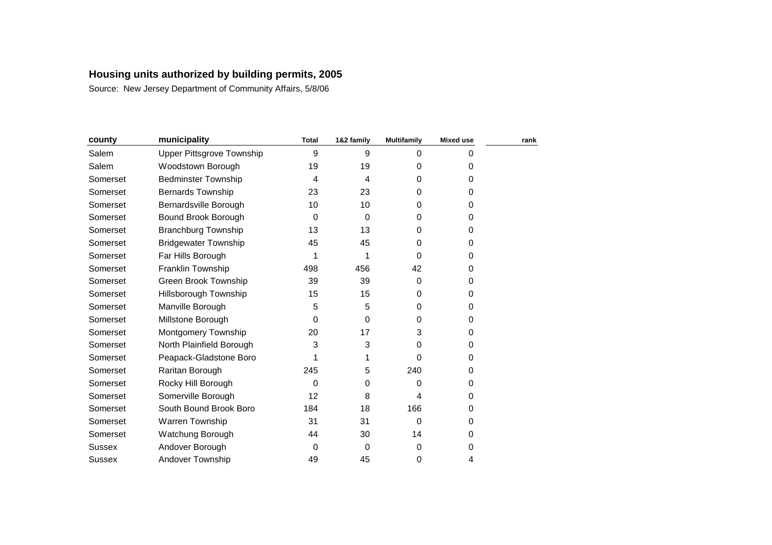**Housing units authorized by building permits, 2005**

Source: New Jersey Department of Community Affairs, 5/8/06

| county | municipality | Total | 1&2 family | Multifamily | Mixed use | rank |
|---|---|---|---|---|---|---|
| Salem | Upper Pittsgrove Township | 9 | 9 | 0 | 0 | |
| Salem | Woodstown Borough | 19 | 19 | 0 | 0 | |
| Somerset | Bedminster Township | 4 | 4 | 0 | 0 | |
| Somerset | Bernards Township | 23 | 23 | 0 | 0 | |
| Somerset | Bernardsville Borough | 10 | 10 | 0 | 0 | |
| Somerset | Bound Brook Borough | 0 | 0 | 0 | 0 | |
| Somerset | Branchburg Township | 13 | 13 | 0 | 0 | |
| Somerset | Bridgewater Township | 45 | 45 | 0 | 0 | |
| Somerset | Far Hills Borough | 1 | 1 | 0 | 0 | |
| Somerset | Franklin Township | 498 | 456 | 42 | 0 | |
| Somerset | Green Brook Township | 39 | 39 | 0 | 0 | |
| Somerset | Hillsborough Township | 15 | 15 | 0 | 0 | |
| Somerset | Manville Borough | 5 | 5 | 0 | 0 | |
| Somerset | Millstone Borough | 0 | 0 | 0 | 0 | |
| Somerset | Montgomery Township | 20 | 17 | 3 | 0 | |
| Somerset | North Plainfield Borough | 3 | 3 | 0 | 0 | |
| Somerset | Peapack-Gladstone Boro | 1 | 1 | 0 | 0 | |
| Somerset | Raritan Borough | 245 | 5 | 240 | 0 | |
| Somerset | Rocky Hill Borough | 0 | 0 | 0 | 0 | |
| Somerset | Somerville Borough | 12 | 8 | 4 | 0 | |
| Somerset | South Bound Brook Boro | 184 | 18 | 166 | 0 | |
| Somerset | Warren Township | 31 | 31 | 0 | 0 | |
| Somerset | Watchung Borough | 44 | 30 | 14 | 0 | |
| Sussex | Andover Borough | 0 | 0 | 0 | 0 | |
| Sussex | Andover Township | 49 | 45 | 0 | 4 | |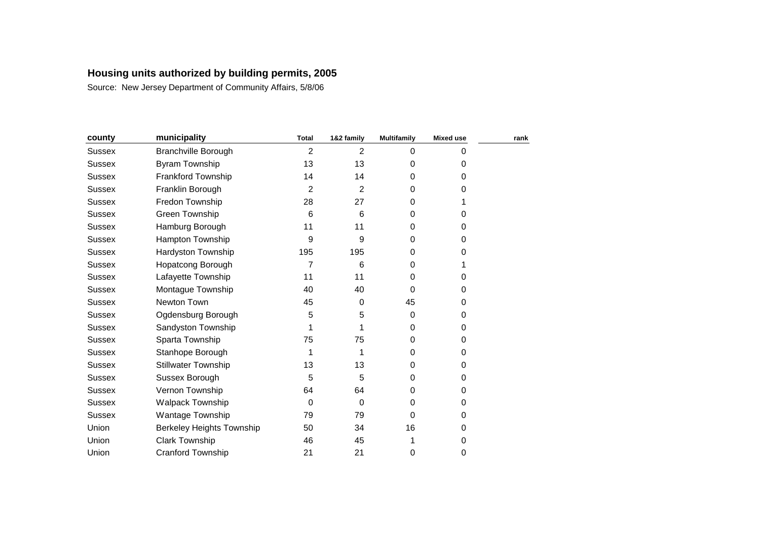**Housing units authorized by building permits, 2005**

Source: New Jersey Department of Community Affairs, 5/8/06

| county | municipality | Total | 1&2 family | Multifamily | Mixed use | rank |
|---|---|---|---|---|---|---|
| Sussex | Branchville Borough | 2 | 2 | 0 | 0 | |
| Sussex | Byram Township | 13 | 13 | 0 | 0 | |
| Sussex | Frankford Township | 14 | 14 | 0 | 0 | |
| Sussex | Franklin Borough | 2 | 2 | 0 | 0 | |
| Sussex | Fredon Township | 28 | 27 | 0 | 1 | |
| Sussex | Green Township | 6 | 6 | 0 | 0 | |
| Sussex | Hamburg Borough | 11 | 11 | 0 | 0 | |
| Sussex | Hampton Township | 9 | 9 | 0 | 0 | |
| Sussex | Hardyston Township | 195 | 195 | 0 | 0 | |
| Sussex | Hopatcong Borough | 7 | 6 | 0 | 1 | |
| Sussex | Lafayette Township | 11 | 11 | 0 | 0 | |
| Sussex | Montague Township | 40 | 40 | 0 | 0 | |
| Sussex | Newton Town | 45 | 0 | 45 | 0 | |
| Sussex | Ogdensburg Borough | 5 | 5 | 0 | 0 | |
| Sussex | Sandyston Township | 1 | 1 | 0 | 0 | |
| Sussex | Sparta Township | 75 | 75 | 0 | 0 | |
| Sussex | Stanhope Borough | 1 | 1 | 0 | 0 | |
| Sussex | Stillwater Township | 13 | 13 | 0 | 0 | |
| Sussex | Sussex Borough | 5 | 5 | 0 | 0 | |
| Sussex | Vernon Township | 64 | 64 | 0 | 0 | |
| Sussex | Walpack Township | 0 | 0 | 0 | 0 | |
| Sussex | Wantage Township | 79 | 79 | 0 | 0 | |
| Union | Berkeley Heights Township | 50 | 34 | 16 | 0 | |
| Union | Clark Township | 46 | 45 | 1 | 0 | |
| Union | Cranford Township | 21 | 21 | 0 | 0 | |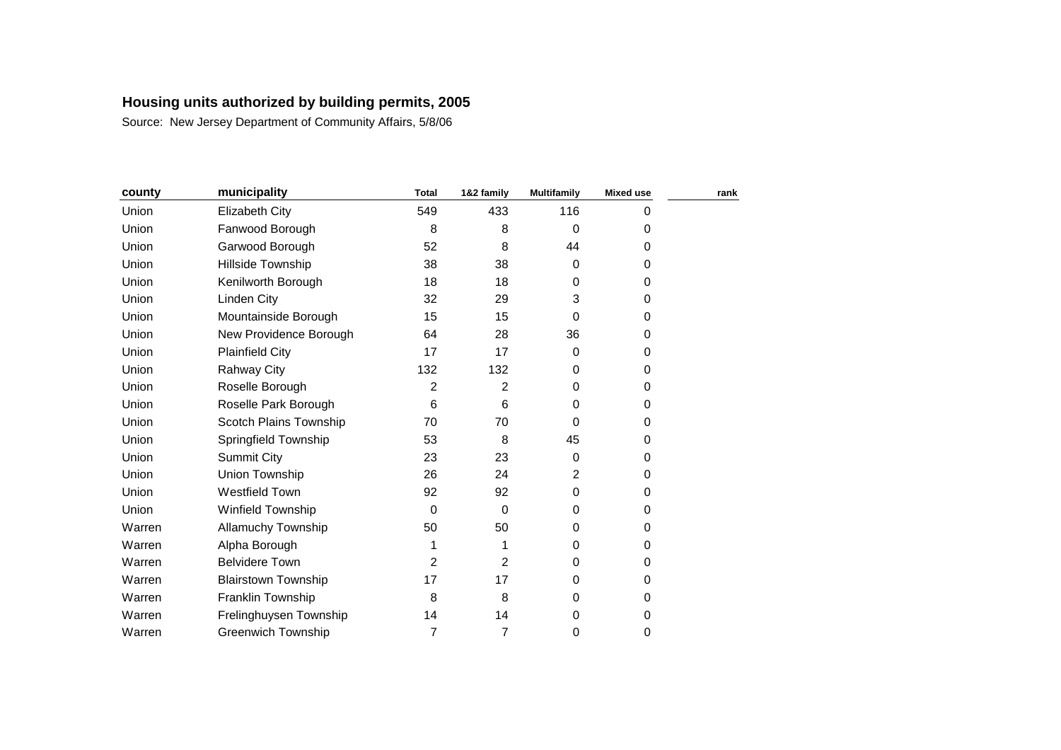## Housing units authorized by building permits, 2005

Source: New Jersey Department of Community Affairs, 5/8/06

| county | municipality | Total | 1&2 family | Multifamily | Mixed use | rank |
|---|---|---|---|---|---|---|
| Union | Elizabeth City | 549 | 433 | 116 | 0 | |
| Union | Fanwood Borough | 8 | 8 | 0 | 0 | |
| Union | Garwood Borough | 52 | 8 | 44 | 0 | |
| Union | Hillside Township | 38 | 38 | 0 | 0 | |
| Union | Kenilworth Borough | 18 | 18 | 0 | 0 | |
| Union | Linden City | 32 | 29 | 3 | 0 | |
| Union | Mountainside Borough | 15 | 15 | 0 | 0 | |
| Union | New Providence Borough | 64 | 28 | 36 | 0 | |
| Union | Plainfield City | 17 | 17 | 0 | 0 | |
| Union | Rahway City | 132 | 132 | 0 | 0 | |
| Union | Roselle Borough | 2 | 2 | 0 | 0 | |
| Union | Roselle Park Borough | 6 | 6 | 0 | 0 | |
| Union | Scotch Plains Township | 70 | 70 | 0 | 0 | |
| Union | Springfield Township | 53 | 8 | 45 | 0 | |
| Union | Summit City | 23 | 23 | 0 | 0 | |
| Union | Union Township | 26 | 24 | 2 | 0 | |
| Union | Westfield Town | 92 | 92 | 0 | 0 | |
| Union | Winfield Township | 0 | 0 | 0 | 0 | |
| Warren | Allamuchy Township | 50 | 50 | 0 | 0 | |
| Warren | Alpha Borough | 1 | 1 | 0 | 0 | |
| Warren | Belvidere Town | 2 | 2 | 0 | 0 | |
| Warren | Blairstown Township | 17 | 17 | 0 | 0 | |
| Warren | Franklin Township | 8 | 8 | 0 | 0 | |
| Warren | Frelinghuysen Township | 14 | 14 | 0 | 0 | |
| Warren | Greenwich Township | 7 | 7 | 0 | 0 | |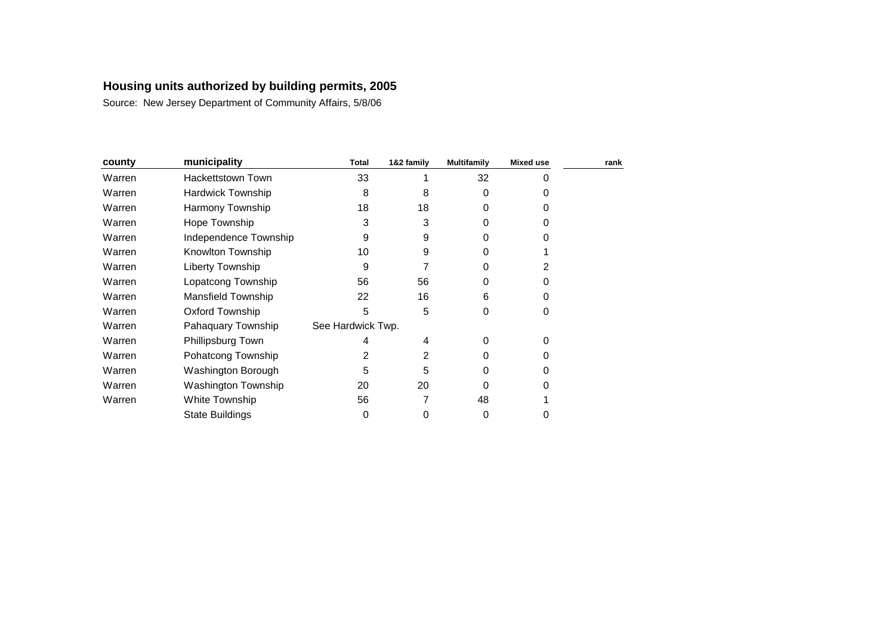**Housing units authorized by building permits, 2005**

Source: New Jersey Department of Community Affairs, 5/8/06

| county | municipality | Total | 1&2 family | Multifamily | Mixed use | rank |
|---|---|---|---|---|---|---|
| Warren | Hackettstown Town | 33 | 1 | 32 | 0 | |
| Warren | Hardwick Township | 8 | 8 | 0 | 0 | |
| Warren | Harmony Township | 18 | 18 | 0 | 0 | |
| Warren | Hope Township | 3 | 3 | 0 | 0 | |
| Warren | Independence Township | 9 | 9 | 0 | 0 | |
| Warren | Knowlton Township | 10 | 9 | 0 | 1 | |
| Warren | Liberty Township | 9 | 7 | 0 | 2 | |
| Warren | Lopatcong Township | 56 | 56 | 0 | 0 | |
| Warren | Mansfield Township | 22 | 16 | 6 | 0 | |
| Warren | Oxford Township | 5 | 5 | 0 | 0 | |
| Warren | Pahaquary Township | See Hardwick Twp. | | | | |
| Warren | Phillipsburg Town | 4 | 4 | 0 | 0 | |
| Warren | Pohatcong Township | 2 | 2 | 0 | 0 | |
| Warren | Washington Borough | 5 | 5 | 0 | 0 | |
| Warren | Washington Township | 20 | 20 | 0 | 0 | |
| Warren | White Township | 56 | 7 | 48 | 1 | |
| | State Buildings | 0 | 0 | 0 | 0 | |